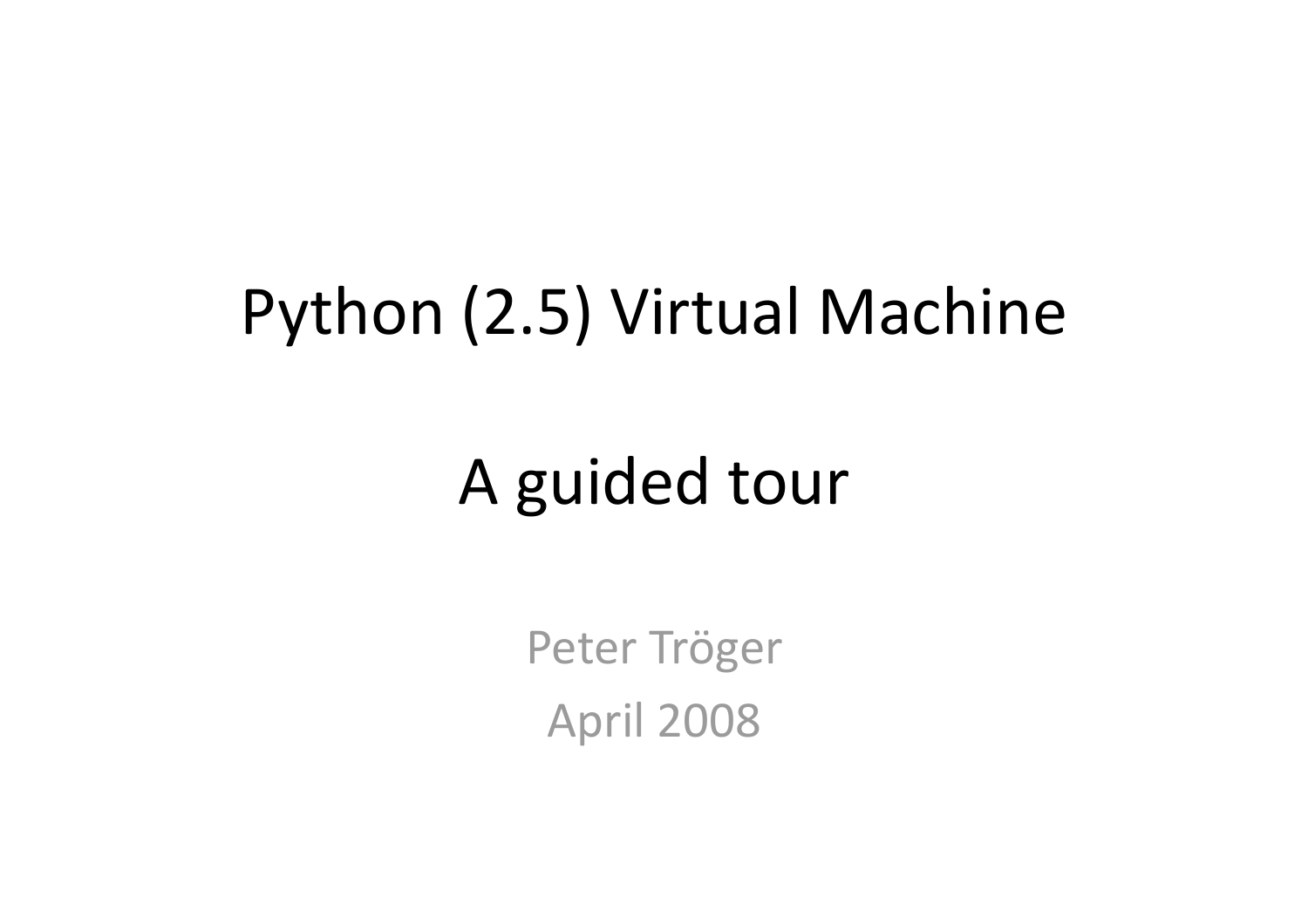# Python (2.5) Virtual Machine

## A guided tour

Peter Tröger

April 2008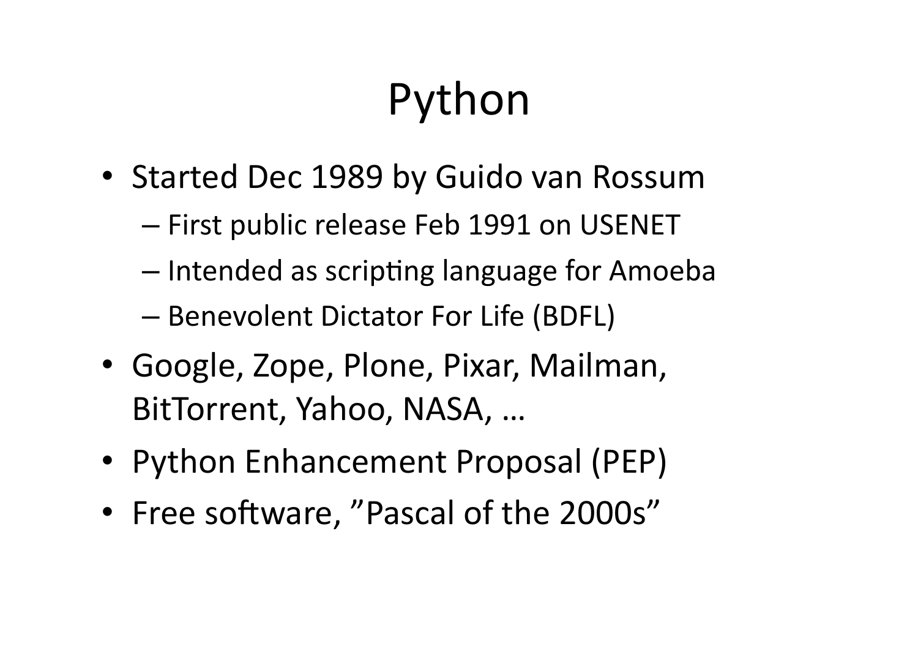# Python

- Started Dec 1989 by Guido van Rossum
  - First public release Feb 1991 on USENET
  - Intended as scripting language for Amoeba
  - Benevolent Dictator For Life (BDFL)
- Google, Zope, Plone, Pixar, Mailman, BitTorrent, Yahoo, NASA, …
- Python Enhancement Proposal (PEP)
- Free software, ”Pascal of the 2000s”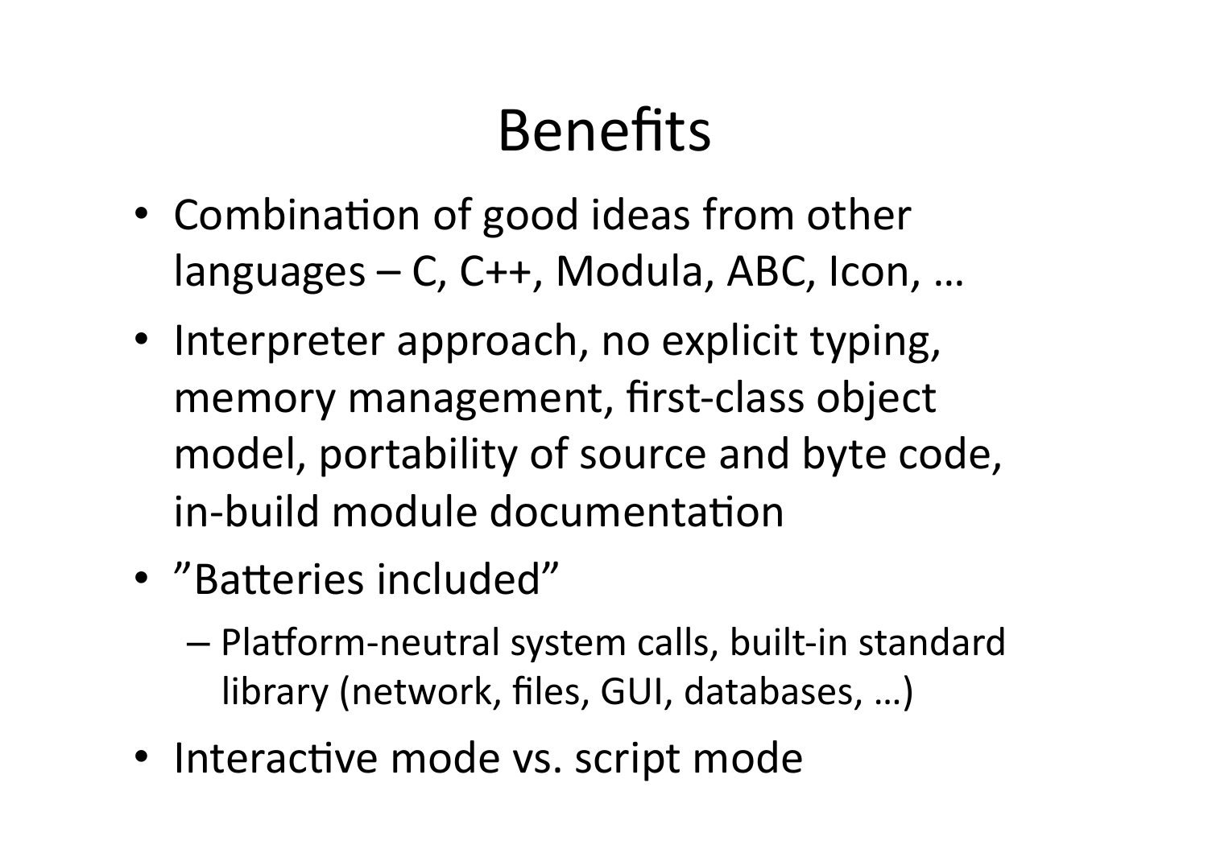# Benefits

- Combination of good ideas from other languages – C, C++, Modula, ABC, Icon, …
- Interpreter approach, no explicit typing, memory management, first-class object model, portability of source and byte code, in-build module documentation
- ”Batteries included”
  - Platform-neutral system calls, built-in standard library (network, files, GUI, databases, …)
- Interactive mode vs. script mode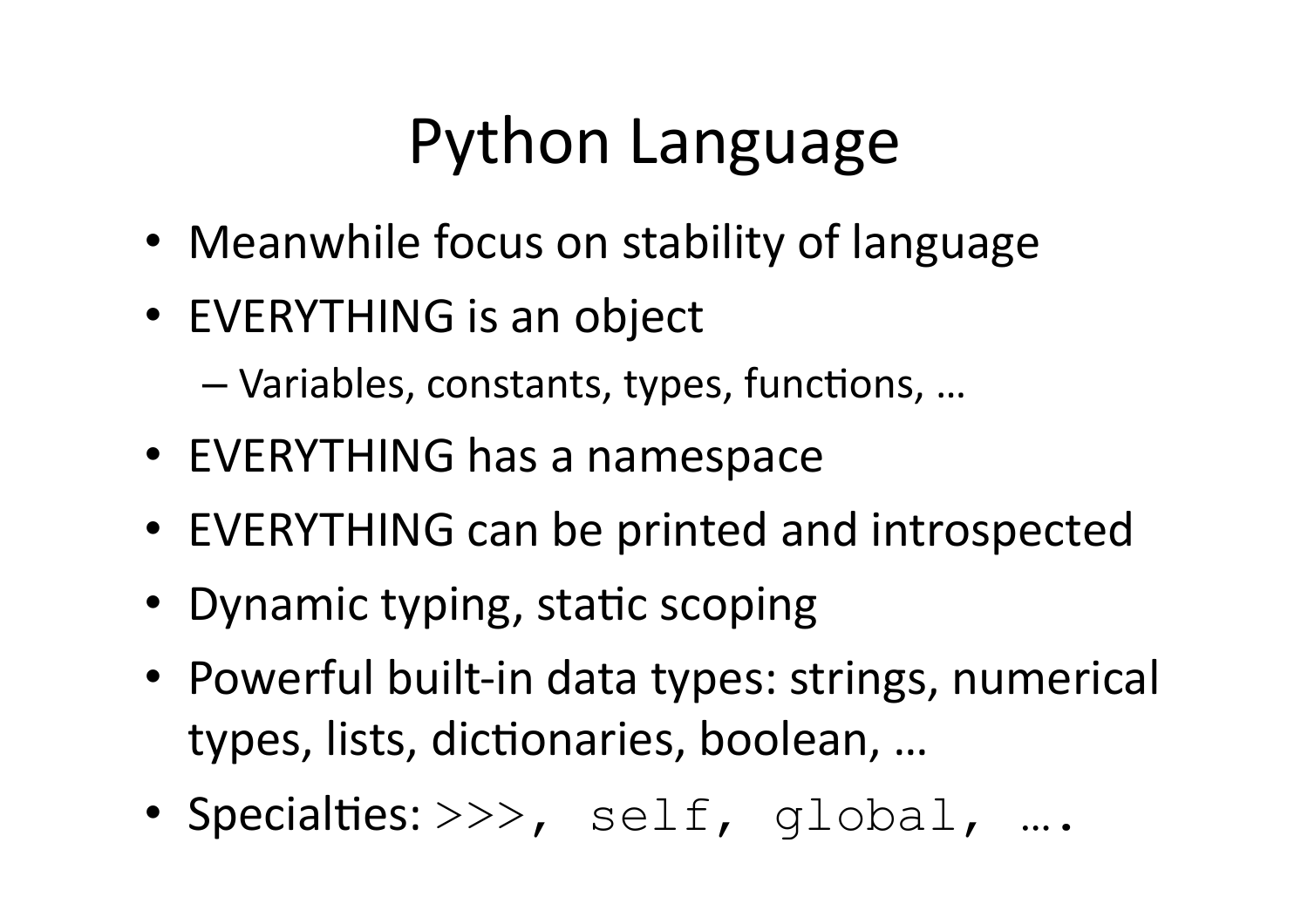# Python Language

- Meanwhile focus on stability of language
- EVERYTHING is an object
  - Variables, constants, types, functions, …
- EVERYTHING has a namespace
- EVERYTHING can be printed and introspected
- Dynamic typing, static scoping
- Powerful built-in data types: strings, numerical types, lists, dictionaries, boolean, …
- Specialties: `>>>, self, global, ….`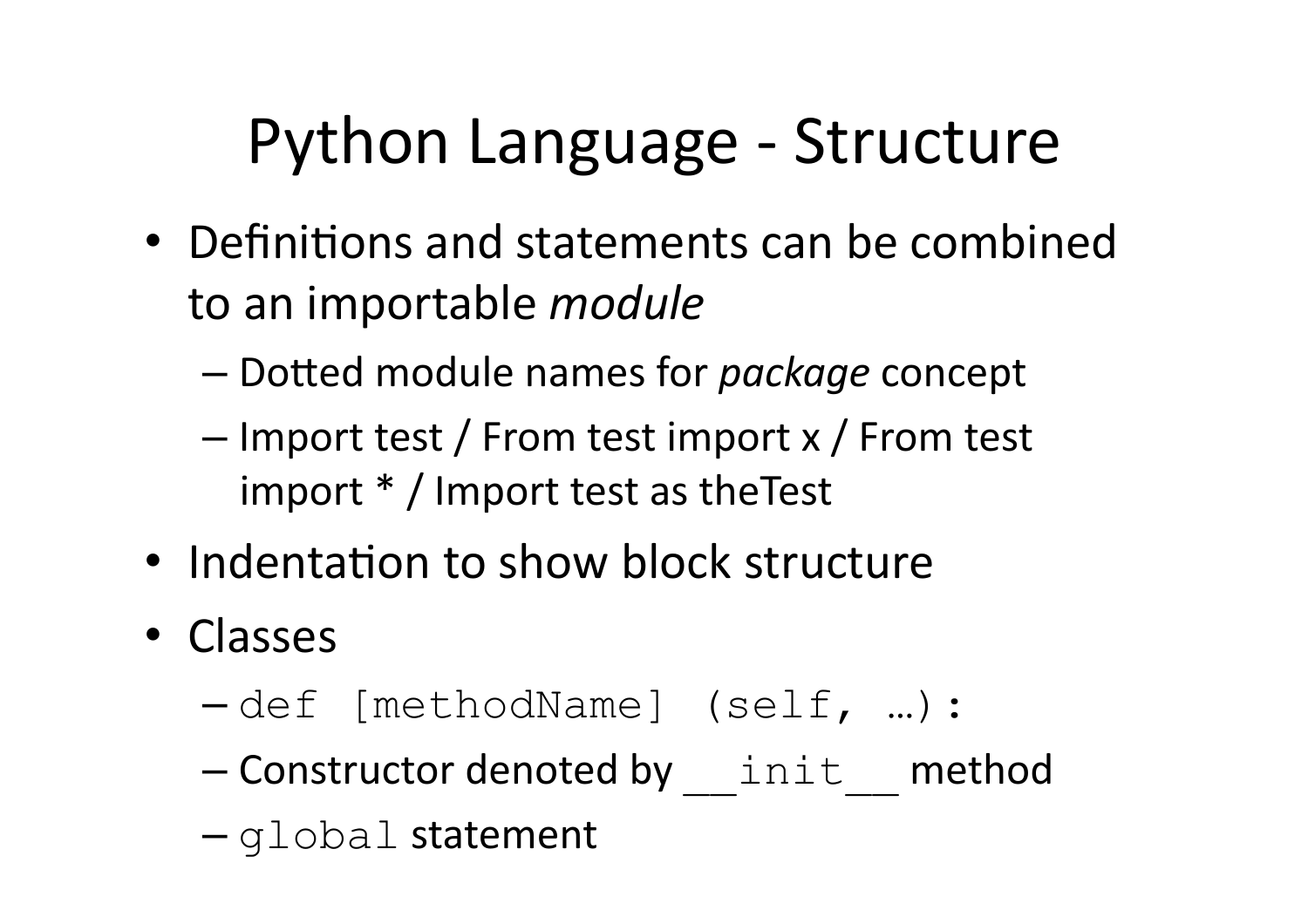# Python Language - Structure

- Definitions and statements can be combined to an importable *module*
  - Dotted module names for *package* concept
  - Import test / From test import x / From test import * / Import test as theTest
- Indentation to show block structure
- Classes
  - `def [methodName] (self, …):`
  - Constructor denoted by `__init__` method
  - `global` statement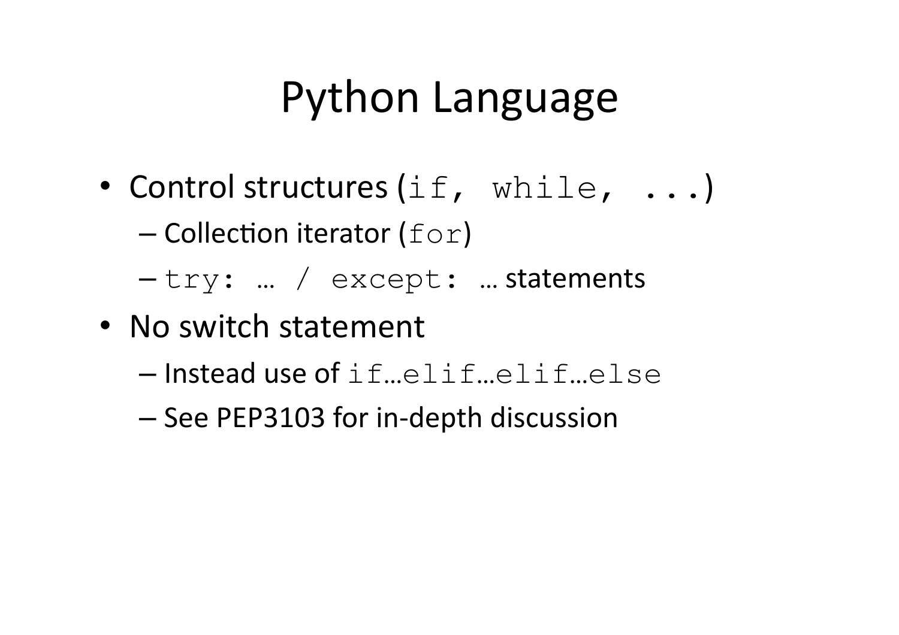# Python Language

- Control structures (`if, while, ...`)
  - Collection iterator (`for`)
  - `try: … / except: …` statements
- No switch statement
  - Instead use of `if…elif…elif…else`
  - See PEP3103 for in-depth discussion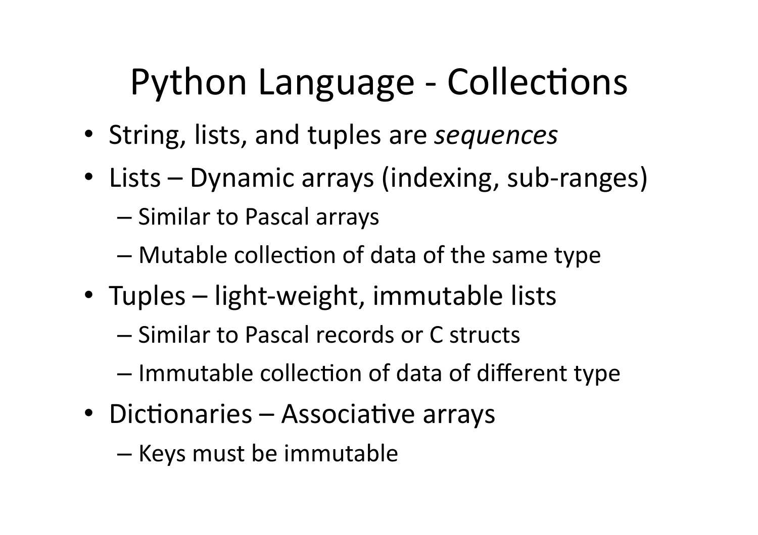# Python Language - Collections

- String, lists, and tuples are *sequences*
- Lists – Dynamic arrays (indexing, sub-ranges)
  - Similar to Pascal arrays
  - Mutable collection of data of the same type
- Tuples – light-weight, immutable lists
  - Similar to Pascal records or C structs
  - Immutable collection of data of different type
- Dictionaries – Associative arrays
  - Keys must be immutable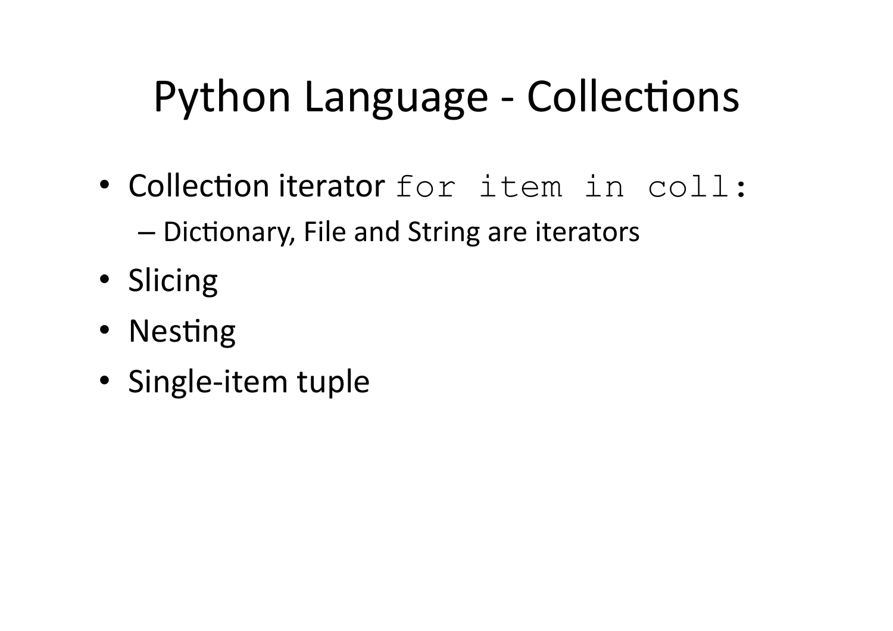# Python Language - Collections

- Collection iterator `for item in coll:`
  - Dictionary, File and String are iterators
- Slicing
- Nesting
- Single-item tuple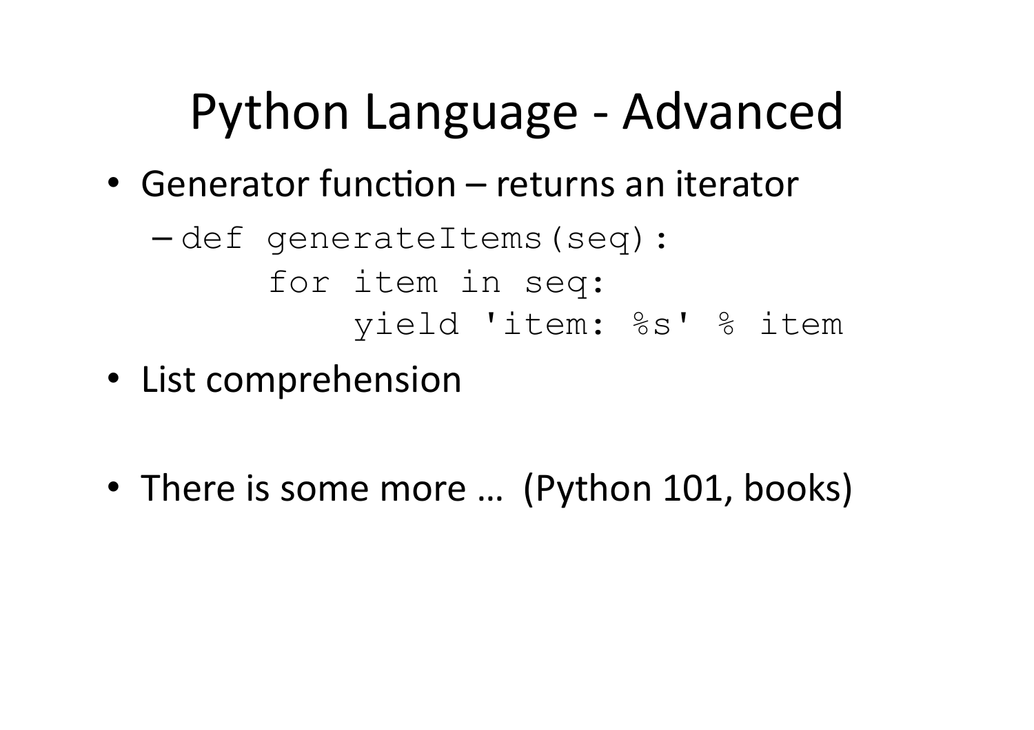# Python Language - Advanced

- Generator function – returns an iterator
  - 
    ```
    def generateItems(seq):
        for item in seq:
            yield 'item: %s' % item
    ```
- List comprehension

- There is some more … (Python 101, books)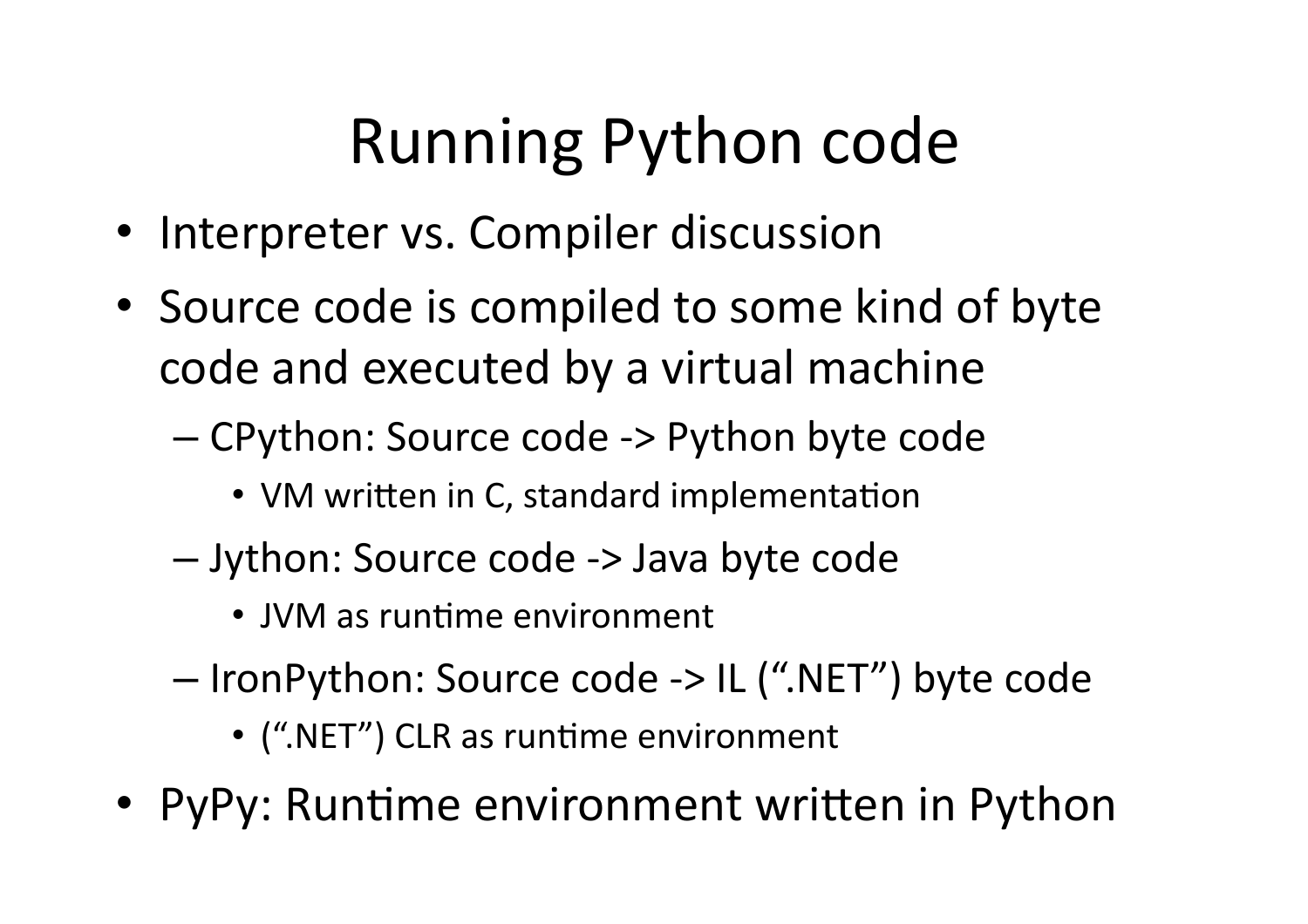# Running Python code

- Interpreter vs. Compiler discussion
- Source code is compiled to some kind of byte code and executed by a virtual machine
  - CPython: Source code -> Python byte code
    - VM written in C, standard implementation
  - Jython: Source code -> Java byte code
    - JVM as runtime environment
  - IronPython: Source code -> IL (".NET") byte code
    - (".NET") CLR as runtime environment
- PyPy: Runtime environment written in Python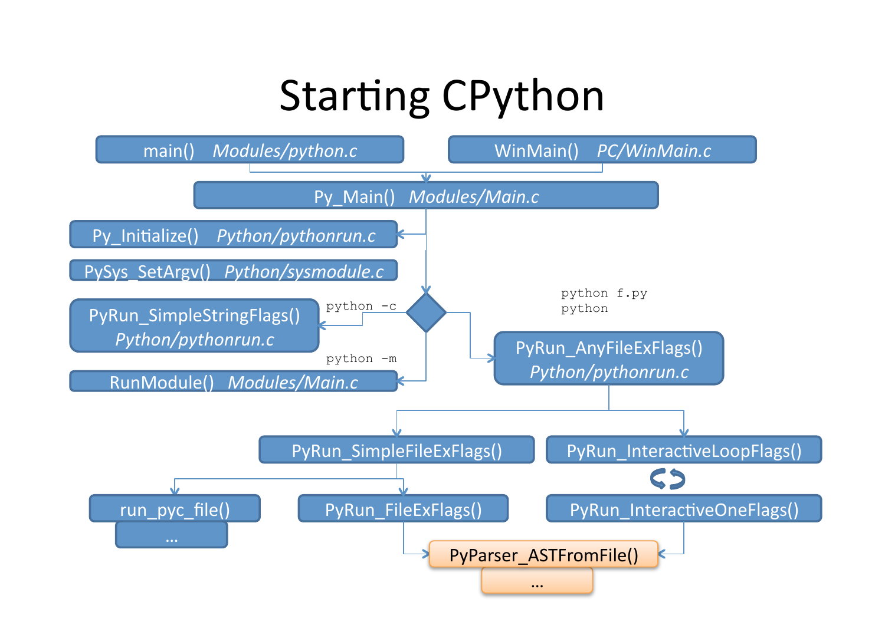# Starting CPython

main() *Modules/python.c*

WinMain() *PC/WinMain.c*

Py_Main() *Modules/Main.c*

Py_Initialize() *Python/pythonrun.c*

PySys_SetArgv() *Python/sysmodule.c*

`python -c`

PyRun_SimpleStringFlags() *Python/pythonrun.c*

`python -m`

RunModule() *Modules/Main.c*

`python f.py`
`python`

PyRun_AnyFileExFlags() *Python/pythonrun.c*

PyRun_SimpleFileExFlags()

PyRun_InteractiveLoopFlags()

run_pyc_file()

…

PyRun_FileExFlags()

PyRun_InteractiveOneFlags()

PyParser_ASTFromFile()

…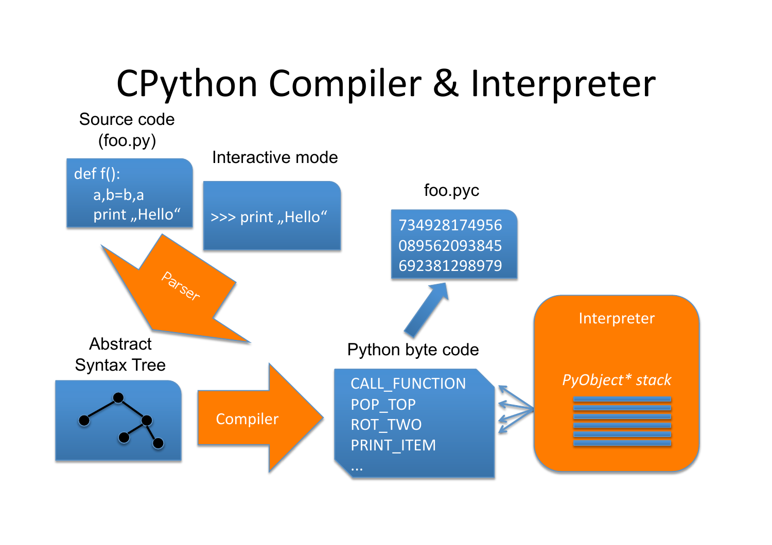# CPython Compiler & Interpreter

Source code (foo.py)

```
def f():
    a,b=b,a
    print „Hello“
```

Interactive mode

```
>>> print „Hello“
```

Parser

Abstract Syntax Tree

Compiler

foo.pyc

```
734928174956
089562093845
692381298979
```

Python byte code

```
CALL_FUNCTION
POP_TOP
ROT_TWO
PRINT_ITEM
…
```

Interpreter

*PyObject* stack*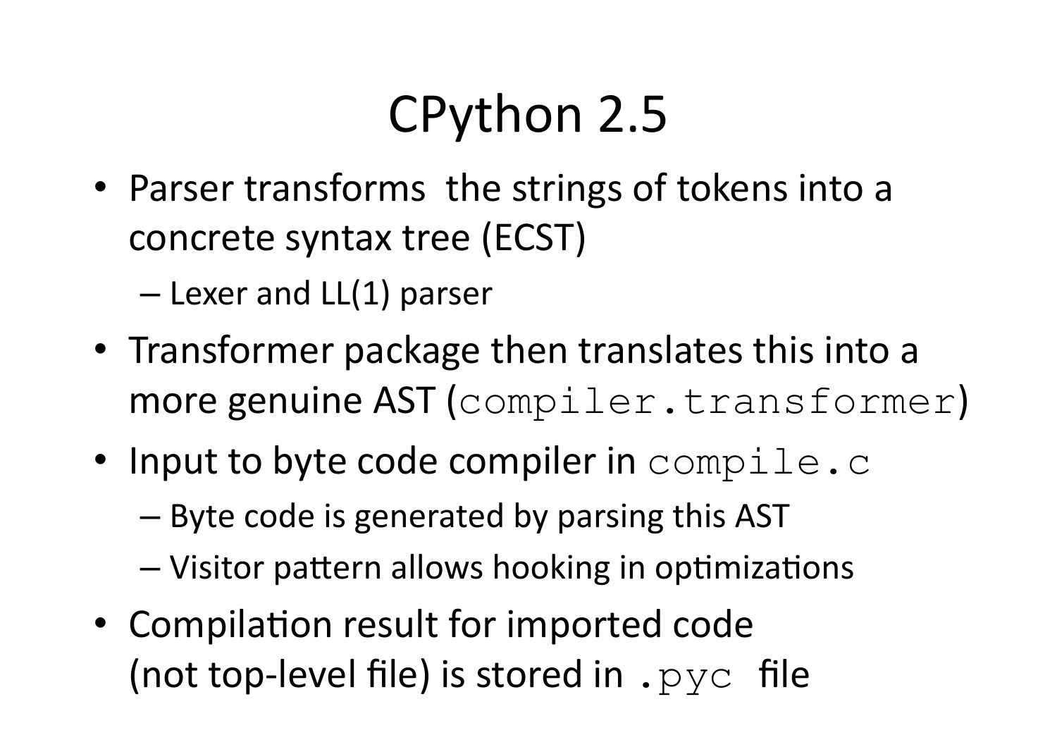# CPython 2.5

- Parser transforms the strings of tokens into a concrete syntax tree (ECST)
  - Lexer and LL(1) parser
- Transformer package then translates this into a more genuine AST (`compiler.transformer`)
- Input to byte code compiler in `compile.c`
  - Byte code is generated by parsing this AST
  - Visitor pattern allows hooking in optimizations
- Compilation result for imported code (not top-level file) is stored in `.pyc` file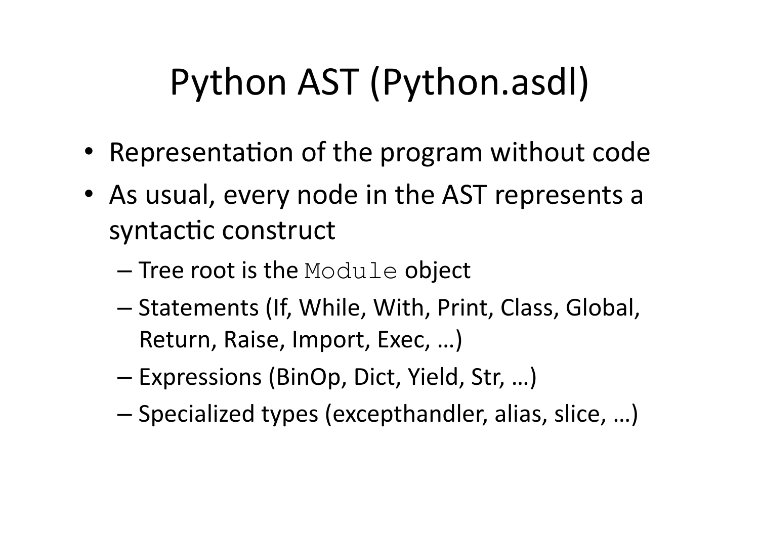# Python AST (Python.asdl)

- Representation of the program without code
- As usual, every node in the AST represents a syntactic construct
  - Tree root is the `Module` object
  - Statements (If, While, With, Print, Class, Global, Return, Raise, Import, Exec, …)
  - Expressions (BinOp, Dict, Yield, Str, …)
  - Specialized types (excepthandler, alias, slice, …)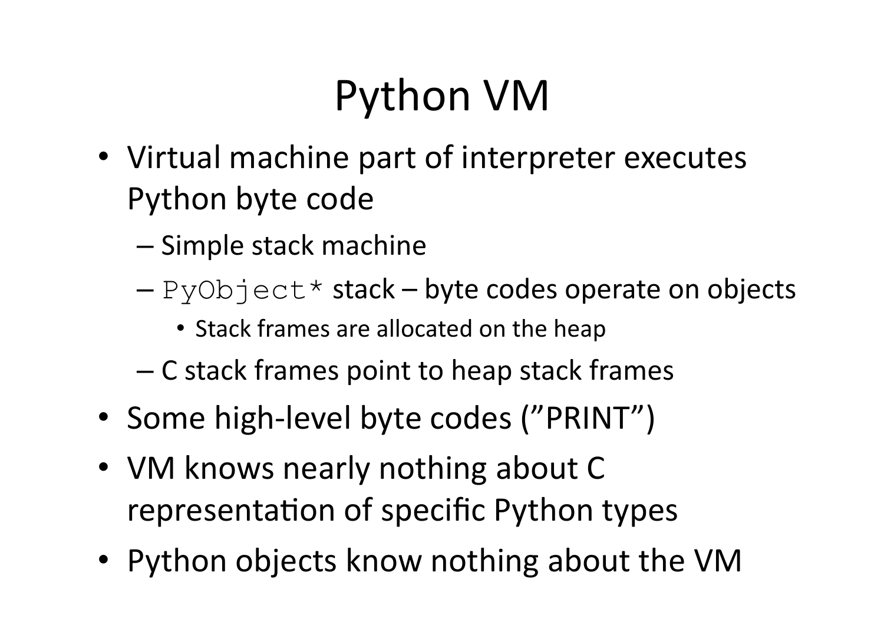# Python VM

- Virtual machine part of interpreter executes Python byte code
  - Simple stack machine
  - `PyObject*` stack – byte codes operate on objects
    - Stack frames are allocated on the heap
  - C stack frames point to heap stack frames
- Some high-level byte codes (”PRINT”)
- VM knows nearly nothing about C representation of specific Python types
- Python objects know nothing about the VM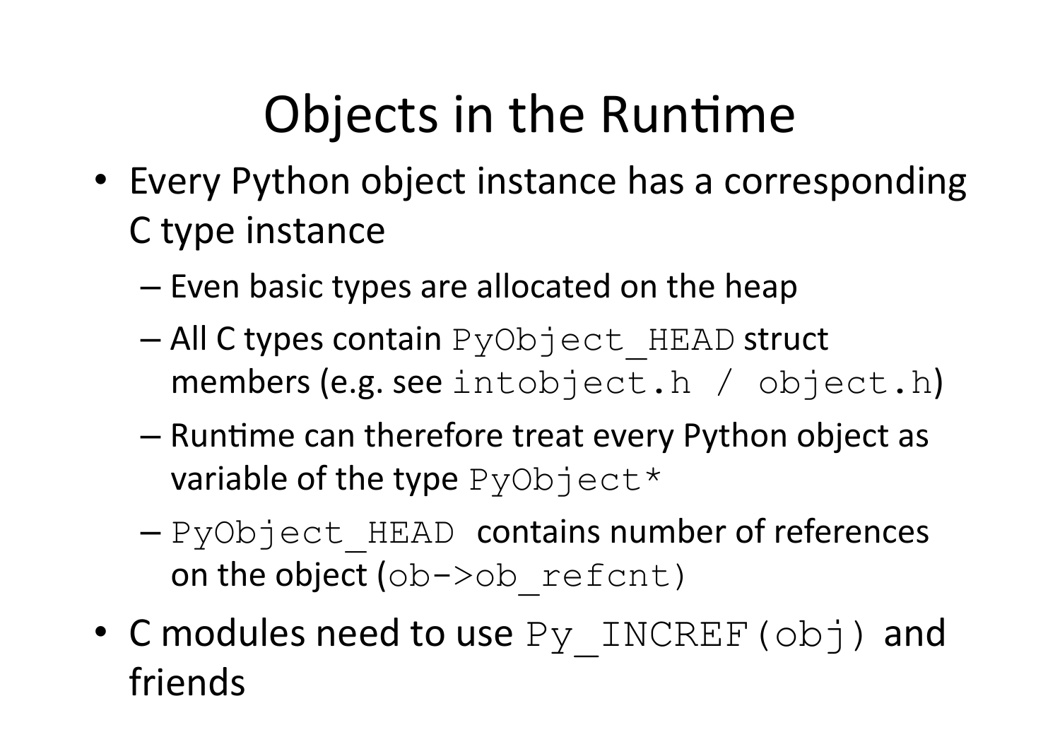# Objects in the Runtime

- Every Python object instance has a corresponding C type instance
  - Even basic types are allocated on the heap
  - All C types contain `PyObject_HEAD` struct members (e.g. see `intobject.h / object.h`)
  - Runtime can therefore treat every Python object as variable of the type `PyObject*`
  - `PyObject_HEAD` contains number of references on the object (`ob->ob_refcnt`)
- C modules need to use `Py_INCREF(obj)` and friends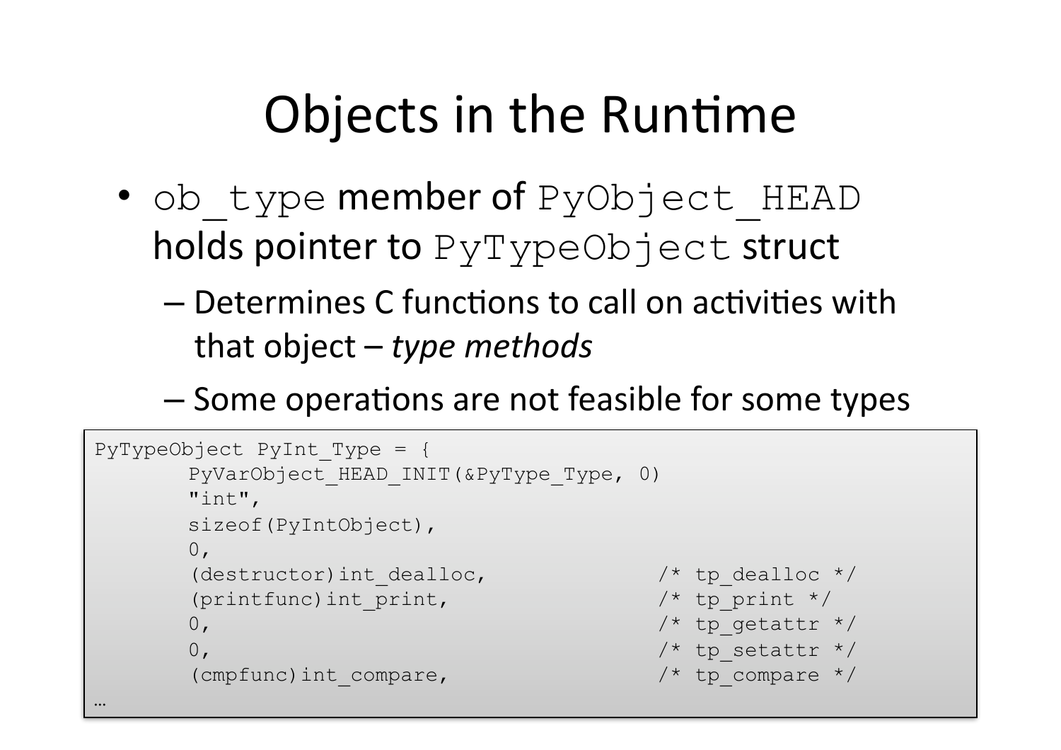# Objects in the Runtime

- `ob_type` member of `PyObject_HEAD` holds pointer to `PyTypeObject` struct
  - Determines C functions to call on activities with that object – *type methods*
  - Some operations are not feasible for some types

```
PyTypeObject PyInt_Type = {
        PyVarObject_HEAD_INIT(&PyType_Type, 0)
        "int",
        sizeof(PyIntObject),
        0,
        (destructor)int_dealloc,              /* tp_dealloc */
        (printfunc)int_print,                 /* tp_print */
        0,                                    /* tp_getattr */
        0,                                    /* tp_setattr */
        (cmpfunc)int_compare,                 /* tp_compare */
…
```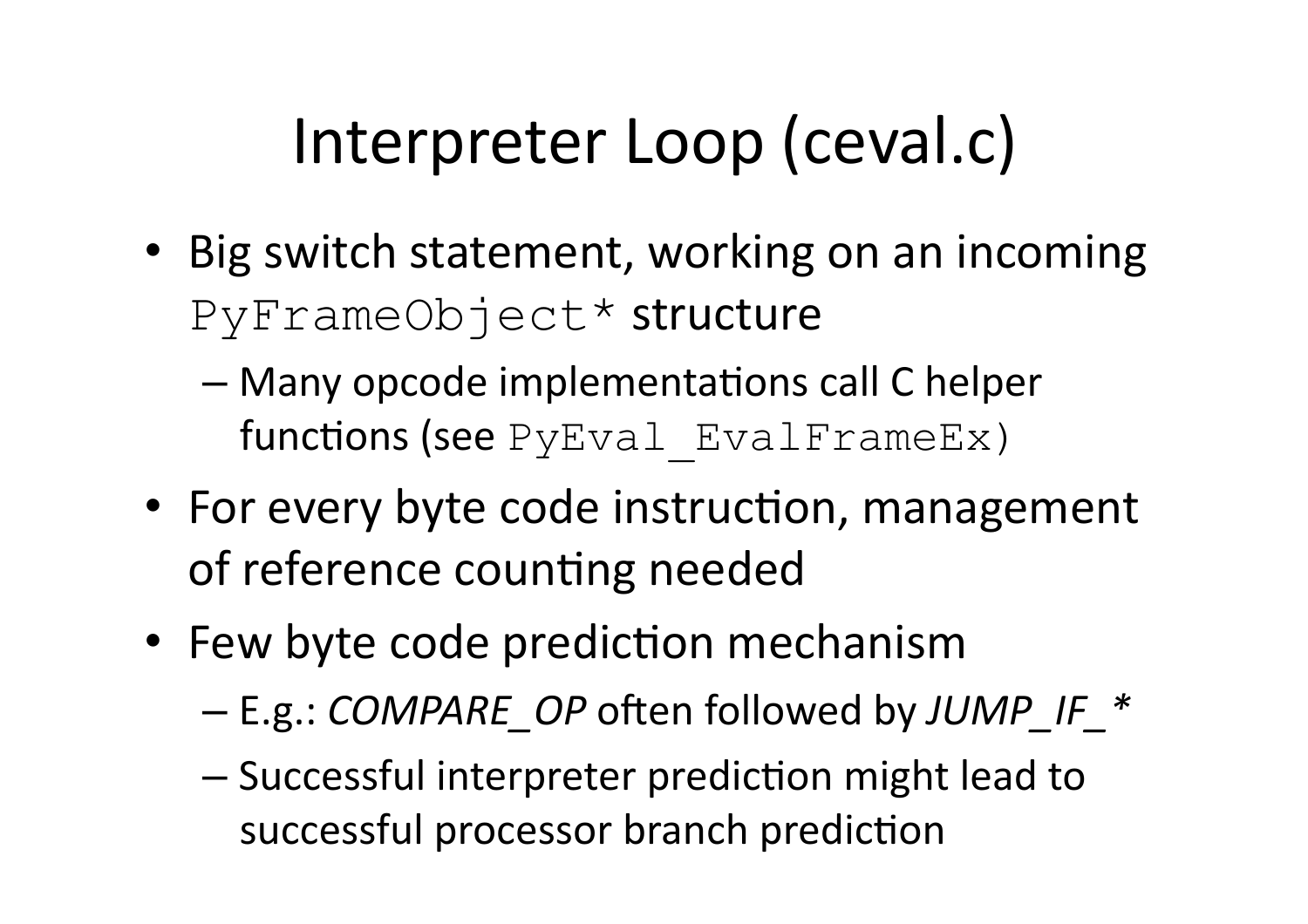# Interpreter Loop (ceval.c)

- Big switch statement, working on an incoming `PyFrameObject*` structure
  - Many opcode implementations call C helper functions (see `PyEval_EvalFrameEx`)
- For every byte code instruction, management of reference counting needed
- Few byte code prediction mechanism
  - E.g.: *COMPARE_OP* often followed by *JUMP_IF_**
  - Successful interpreter prediction might lead to successful processor branch prediction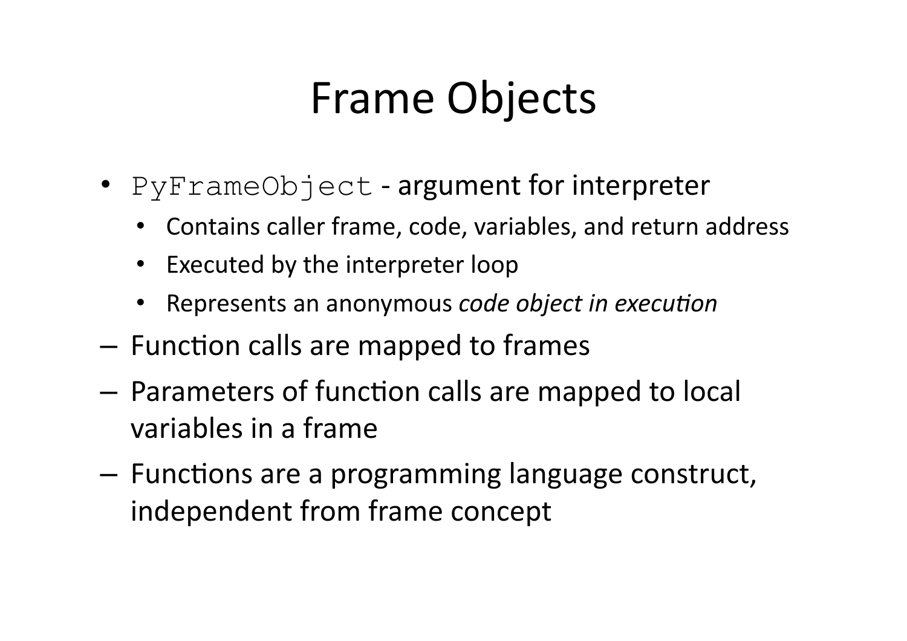# Frame Objects

- `PyFrameObject` - argument for interpreter
  - Contains caller frame, code, variables, and return address
  - Executed by the interpreter loop
  - Represents an anonymous *code object in execution*
- – Function calls are mapped to frames
- – Parameters of function calls are mapped to local variables in a frame
- – Functions are a programming language construct, independent from frame concept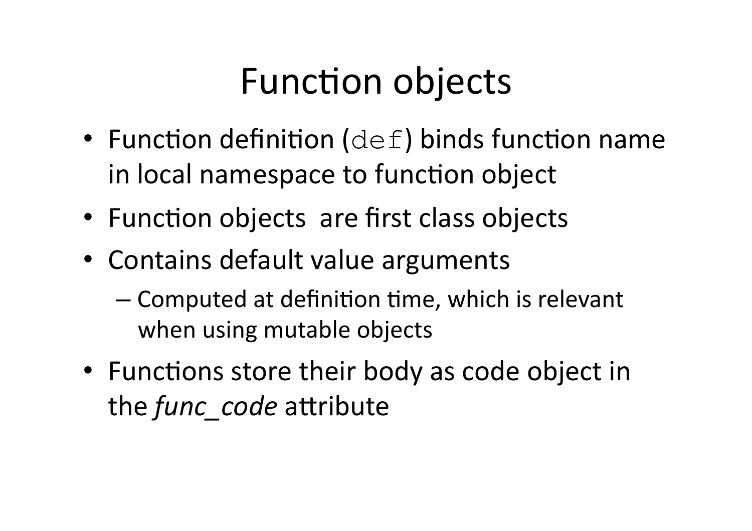# Function objects

- Function definition (`def`) binds function name in local namespace to function object
- Function objects are first class objects
- Contains default value arguments
  - Computed at definition time, which is relevant when using mutable objects
- Functions store their body as code object in the *func_code* attribute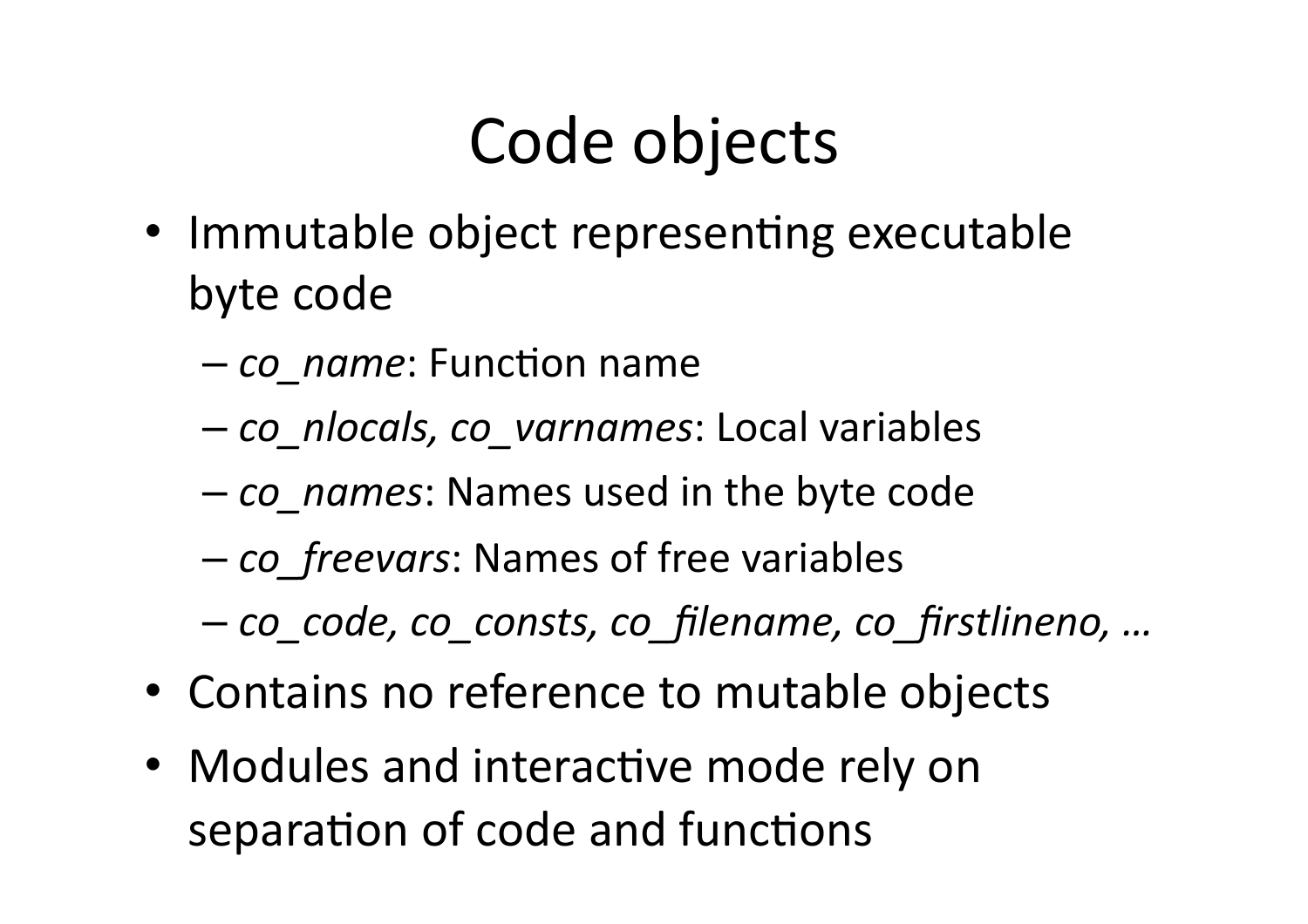# Code objects

- Immutable object representing executable byte code
  - *co_name*: Function name
  - *co_nlocals, co_varnames*: Local variables
  - *co_names*: Names used in the byte code
  - *co_freevars*: Names of free variables
  - *co_code, co_consts, co_filename, co_firstlineno, …*
- Contains no reference to mutable objects
- Modules and interactive mode rely on separation of code and functions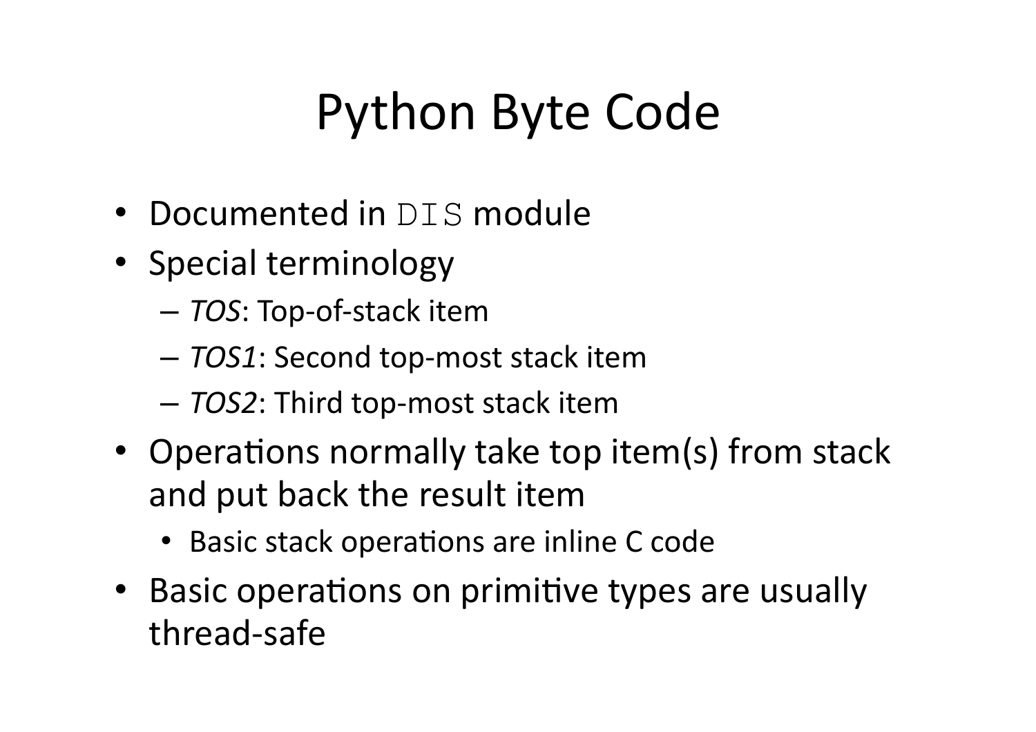# Python Byte Code

- Documented in `DIS` module
- Special terminology
  - *TOS*: Top-of-stack item
  - *TOS1*: Second top-most stack item
  - *TOS2*: Third top-most stack item
- Operations normally take top item(s) from stack and put back the result item
  - Basic stack operations are inline C code
- Basic operations on primitive types are usually thread-safe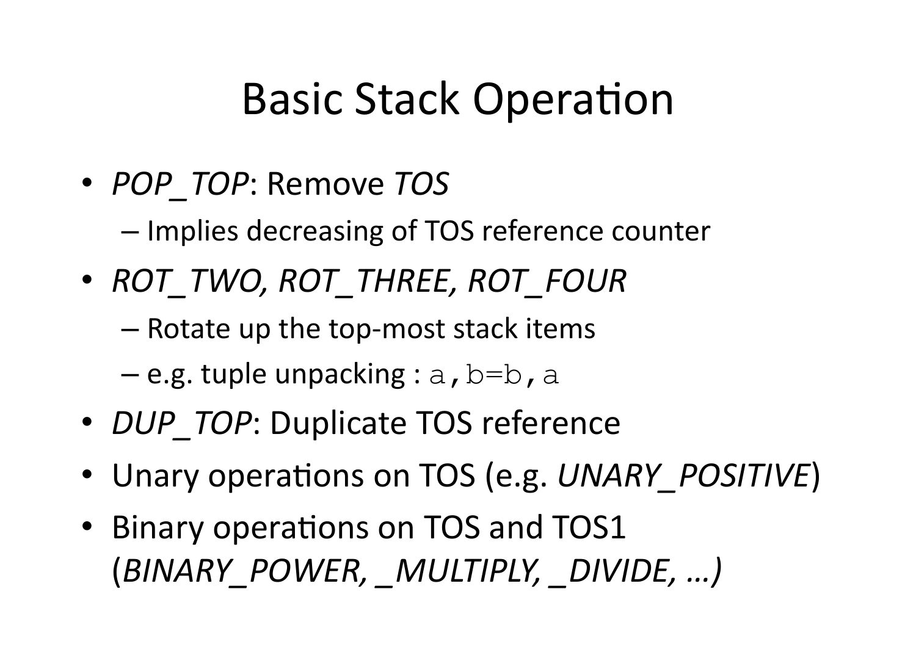# Basic Stack Operation

- *POP_TOP*: Remove *TOS*
  - Implies decreasing of TOS reference counter
- *ROT_TWO, ROT_THREE, ROT_FOUR*
  - Rotate up the top-most stack items
  - e.g. tuple unpacking : `a,b=b,a`
- *DUP_TOP*: Duplicate TOS reference
- Unary operations on TOS (e.g. *UNARY_POSITIVE*)
- Binary operations on TOS and TOS1 (*BINARY_POWER, _MULTIPLY, _DIVIDE, …)*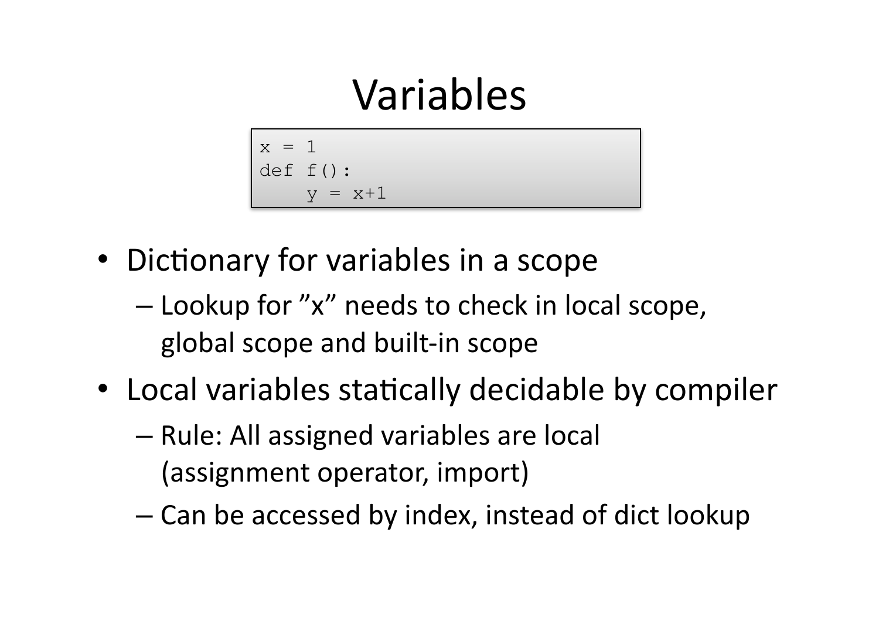# Variables

```
x = 1
def f():
    y = x+1
```

- Dictionary for variables in a scope
  - Lookup for ”x” needs to check in local scope, global scope and built-in scope
- Local variables statically decidable by compiler
  - Rule: All assigned variables are local (assignment operator, import)
  - Can be accessed by index, instead of dict lookup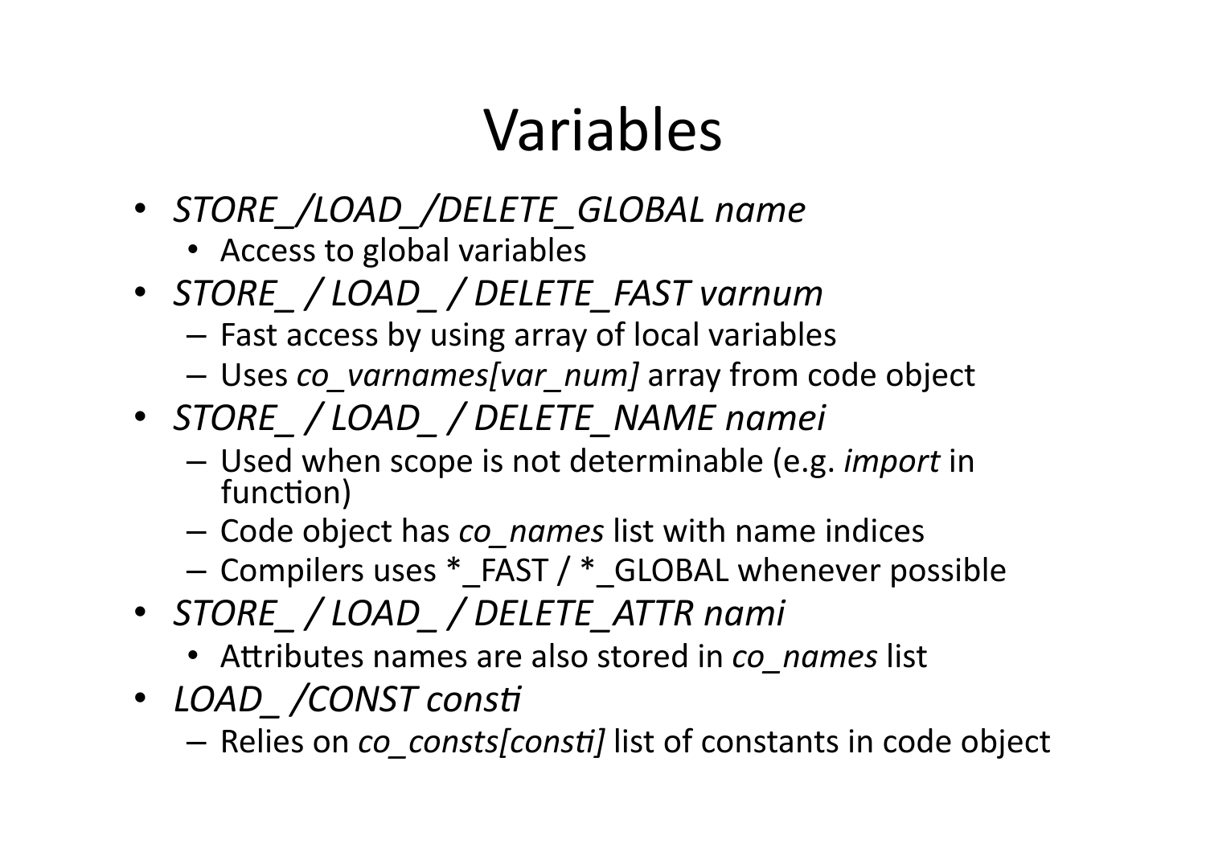# Variables

- *STORE_/LOAD_/DELETE_GLOBAL name*
  - Access to global variables
- *STORE_ / LOAD_ / DELETE_FAST varnum*
  - Fast access by using array of local variables
  - Uses *co_varnames[var_num]* array from code object
- *STORE_ / LOAD_ / DELETE_NAME namei*
  - Used when scope is not determinable (e.g. *import* in function)
  - Code object has *co_names* list with name indices
  - Compilers uses *_FAST / *_GLOBAL whenever possible
- *STORE_ / LOAD_ / DELETE_ATTR nami*
  - Attributes names are also stored in *co_names* list
- *LOAD_ /CONST consti*
  - Relies on *co_consts[consti]* list of constants in code object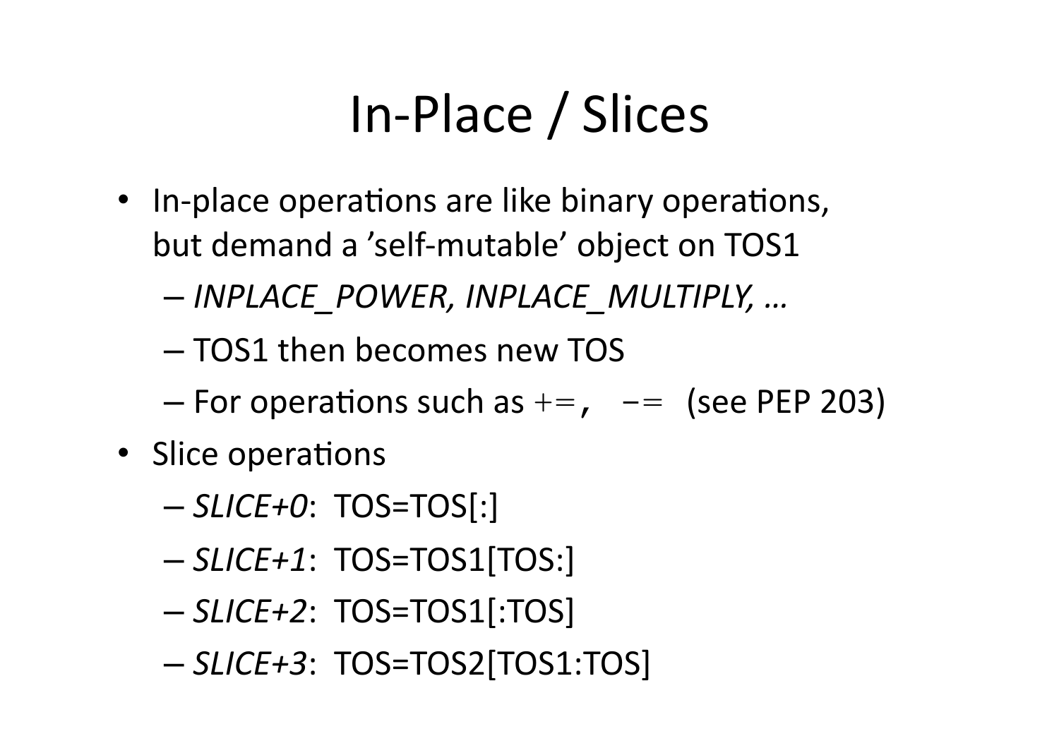# In-Place / Slices

- In-place operations are like binary operations, but demand a 'self-mutable' object on TOS1
  - *INPLACE_POWER, INPLACE_MULTIPLY, …*
  - TOS1 then becomes new TOS
  - For operations such as `+=`, `-=` (see PEP 203)
- Slice operations
  - *SLICE+0*: TOS=TOS[:]
  - *SLICE+1*: TOS=TOS1[TOS:]
  - *SLICE+2*: TOS=TOS1[:TOS]
  - *SLICE+3*: TOS=TOS2[TOS1:TOS]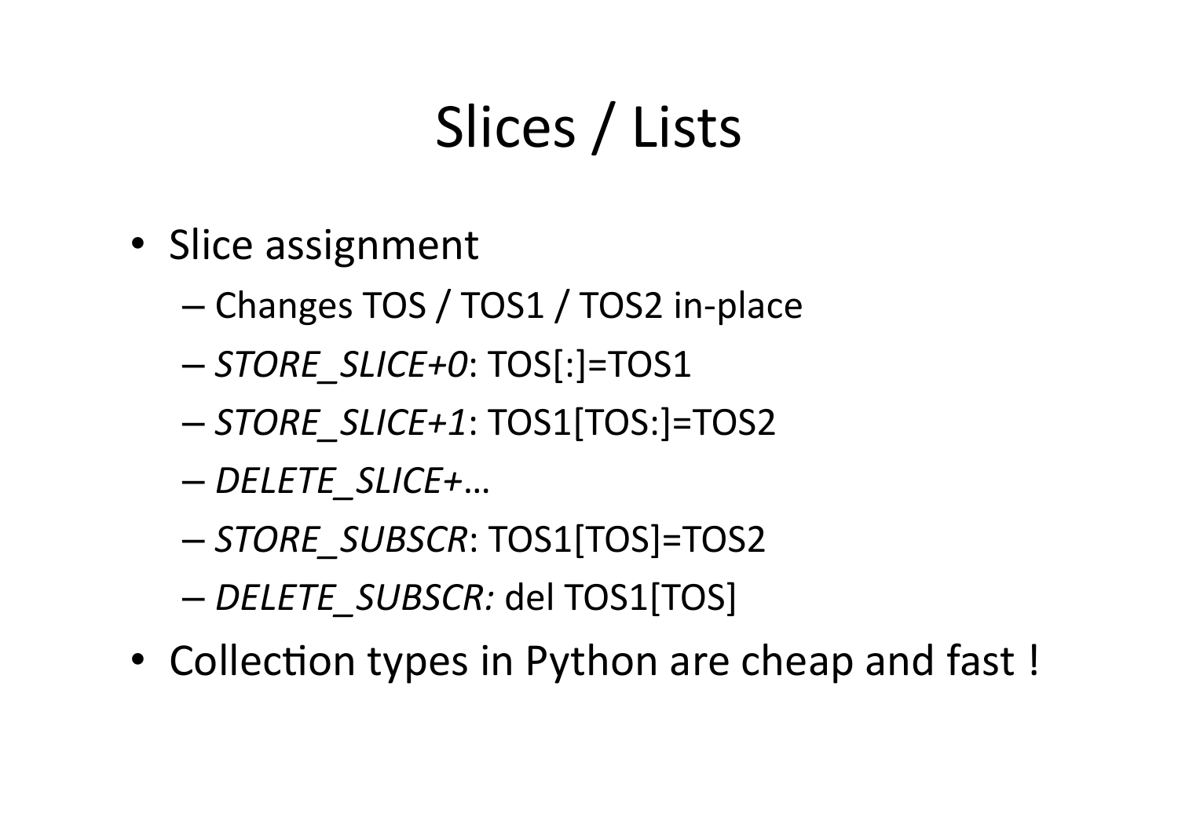# Slices / Lists

- Slice assignment
  - Changes TOS / TOS1 / TOS2 in-place
  - *STORE_SLICE+0*: TOS[:]=TOS1
  - *STORE_SLICE+1*: TOS1[TOS:]=TOS2
  - *DELETE_SLICE+…*
  - *STORE_SUBSCR*: TOS1[TOS]=TOS2
  - *DELETE_SUBSCR:* del TOS1[TOS]
- Collection types in Python are cheap and fast !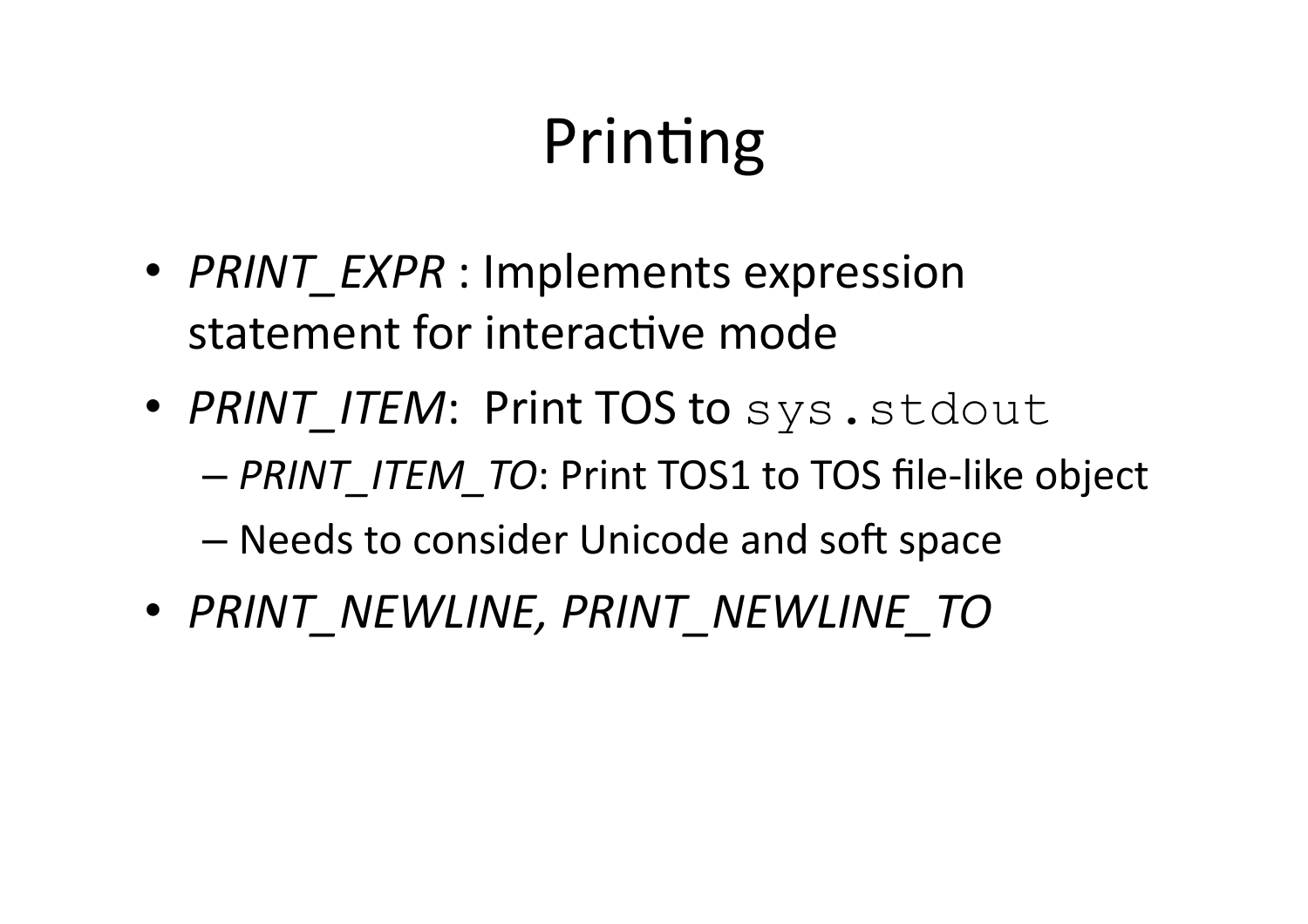# Printing

- *PRINT_EXPR* : Implements expression statement for interactive mode
- *PRINT_ITEM*: Print TOS to `sys.stdout`
  - *PRINT_ITEM_TO*: Print TOS1 to TOS file-like object
  - Needs to consider Unicode and soft space
- *PRINT_NEWLINE, PRINT_NEWLINE_TO*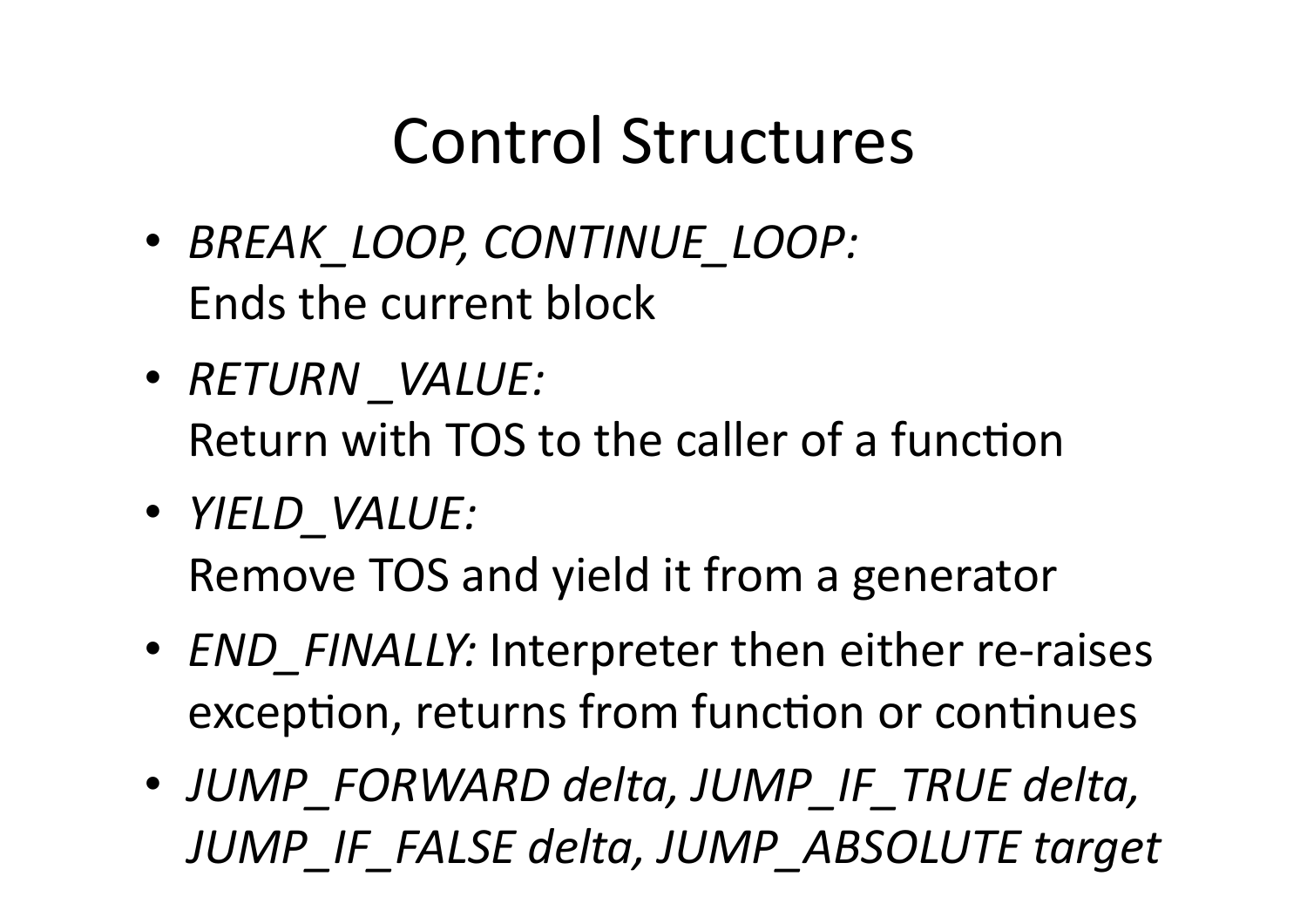# Control Structures

- *BREAK_LOOP, CONTINUE_LOOP:*
  Ends the current block
- *RETURN _VALUE:*
  Return with TOS to the caller of a function
- *YIELD_VALUE:*
  Remove TOS and yield it from a generator
- *END_FINALLY:* Interpreter then either re-raises exception, returns from function or continues
- *JUMP_FORWARD delta, JUMP_IF_TRUE delta, JUMP_IF_FALSE delta, JUMP_ABSOLUTE target*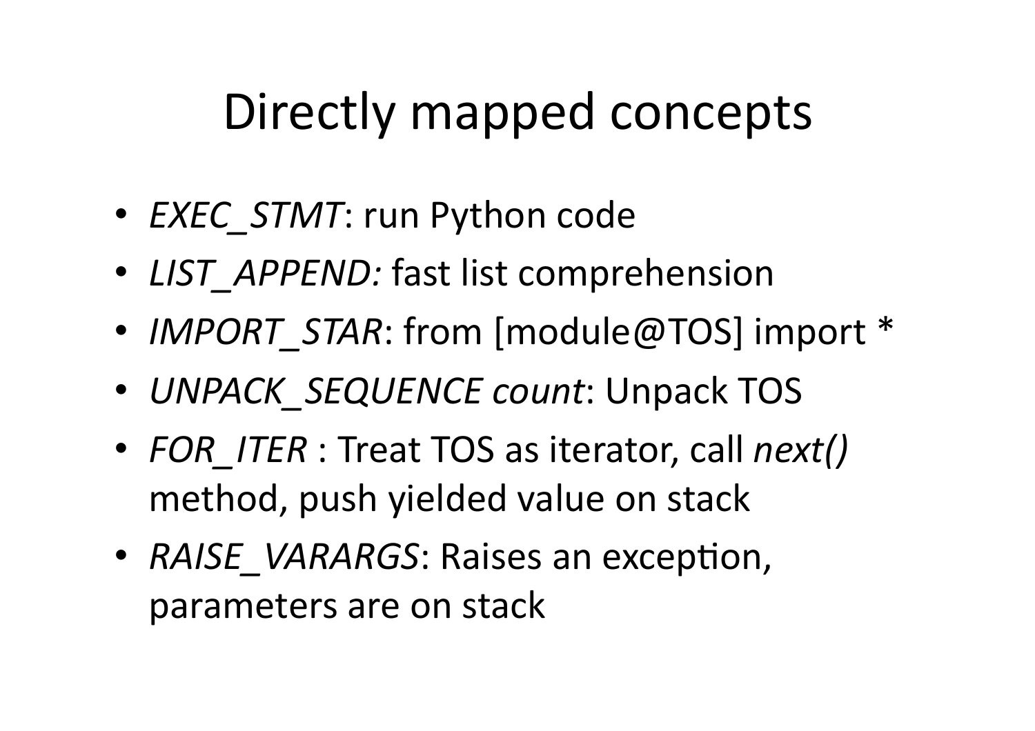# Directly mapped concepts

- *EXEC_STMT*: run Python code
- *LIST_APPEND:* fast list comprehension
- *IMPORT_STAR*: from [module@TOS] import *
- *UNPACK_SEQUENCE count*: Unpack TOS
- *FOR_ITER* : Treat TOS as iterator, call *next()* method, push yielded value on stack
- *RAISE_VARARGS*: Raises an exception, parameters are on stack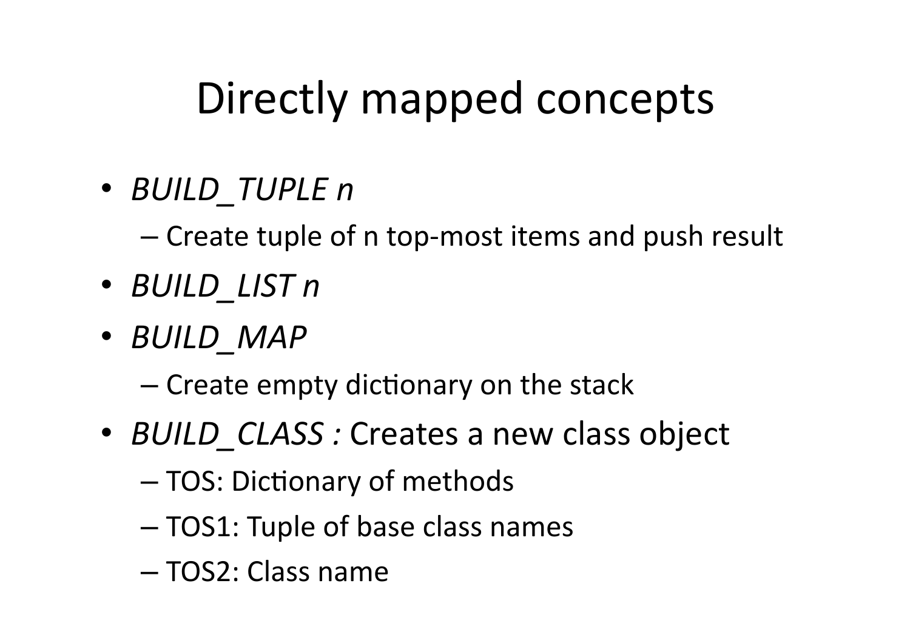# Directly mapped concepts

- *BUILD_TUPLE n*
  - Create tuple of n top-most items and push result
- *BUILD_LIST n*
- *BUILD_MAP*
  - Create empty dictionary on the stack
- *BUILD_CLASS :* Creates a new class object
  - TOS: Dictionary of methods
  - TOS1: Tuple of base class names
  - TOS2: Class name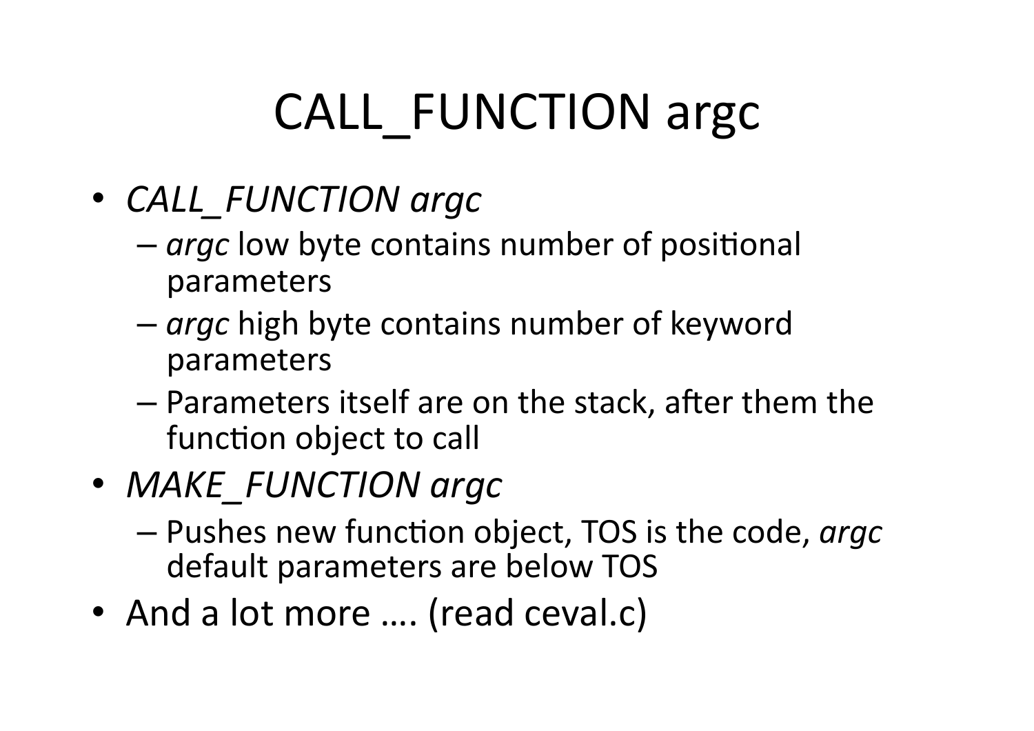# CALL_FUNCTION argc

- *CALL_FUNCTION argc*
  - *argc* low byte contains number of positional parameters
  - *argc* high byte contains number of keyword parameters
  - Parameters itself are on the stack, after them the function object to call
- *MAKE_FUNCTION argc*
  - Pushes new function object, TOS is the code, *argc* default parameters are below TOS
- And a lot more …. (read ceval.c)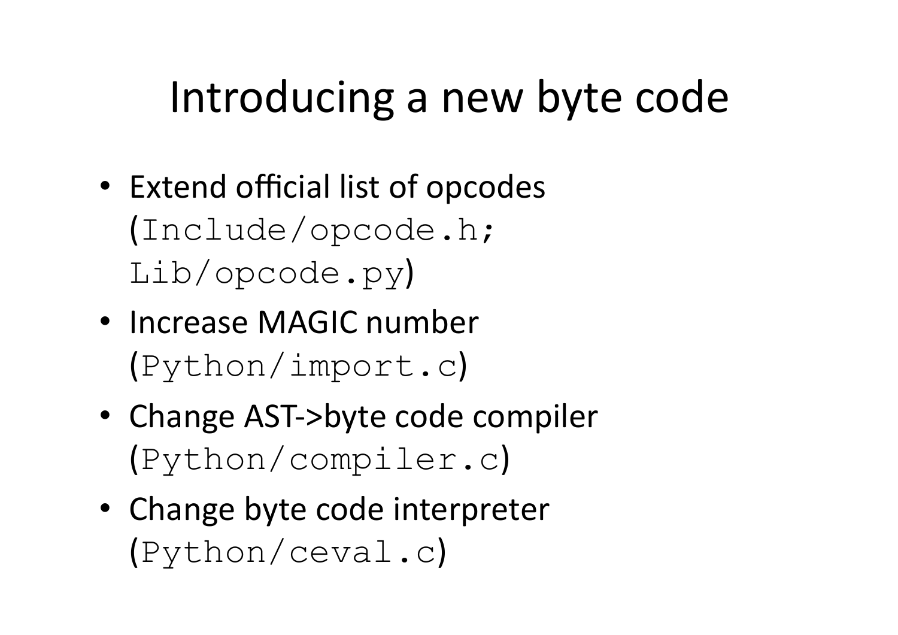# Introducing a new byte code

- Extend official list of opcodes (`Include/opcode.h; Lib/opcode.py`)
- Increase MAGIC number (`Python/import.c`)
- Change AST->byte code compiler (`Python/compiler.c`)
- Change byte code interpreter (`Python/ceval.c`)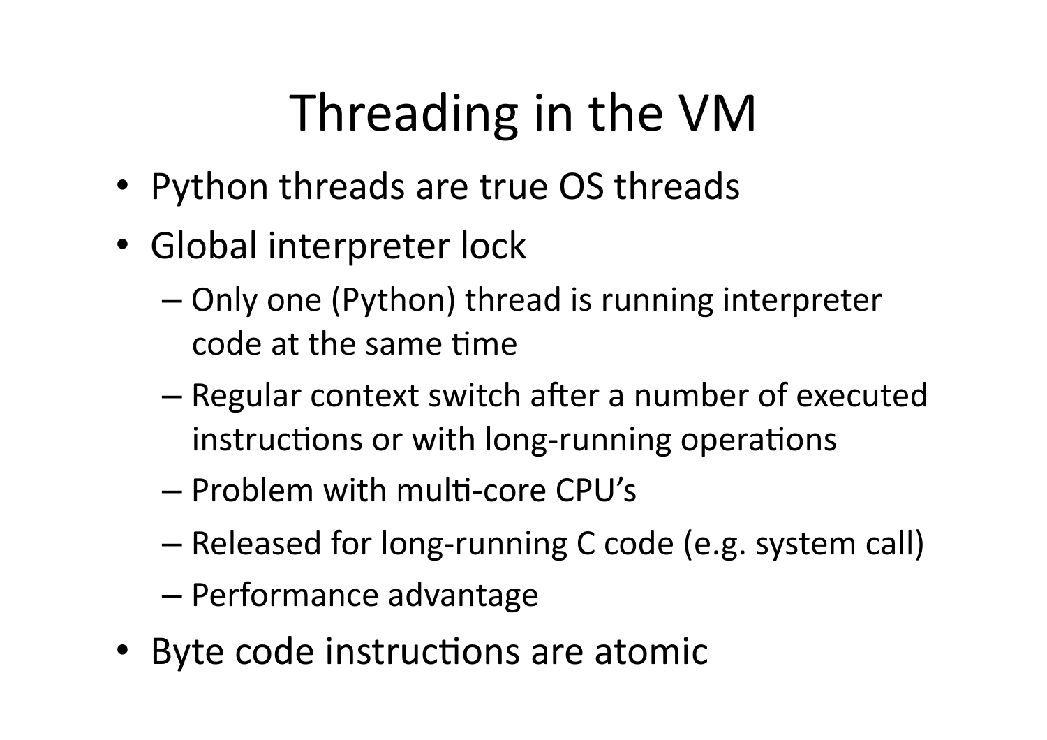# Threading in the VM

- Python threads are true OS threads
- Global interpreter lock
  - Only one (Python) thread is running interpreter code at the same time
  - Regular context switch after a number of executed instructions or with long-running operations
  - Problem with multi-core CPU's
  - Released for long-running C code (e.g. system call)
  - Performance advantage
- Byte code instructions are atomic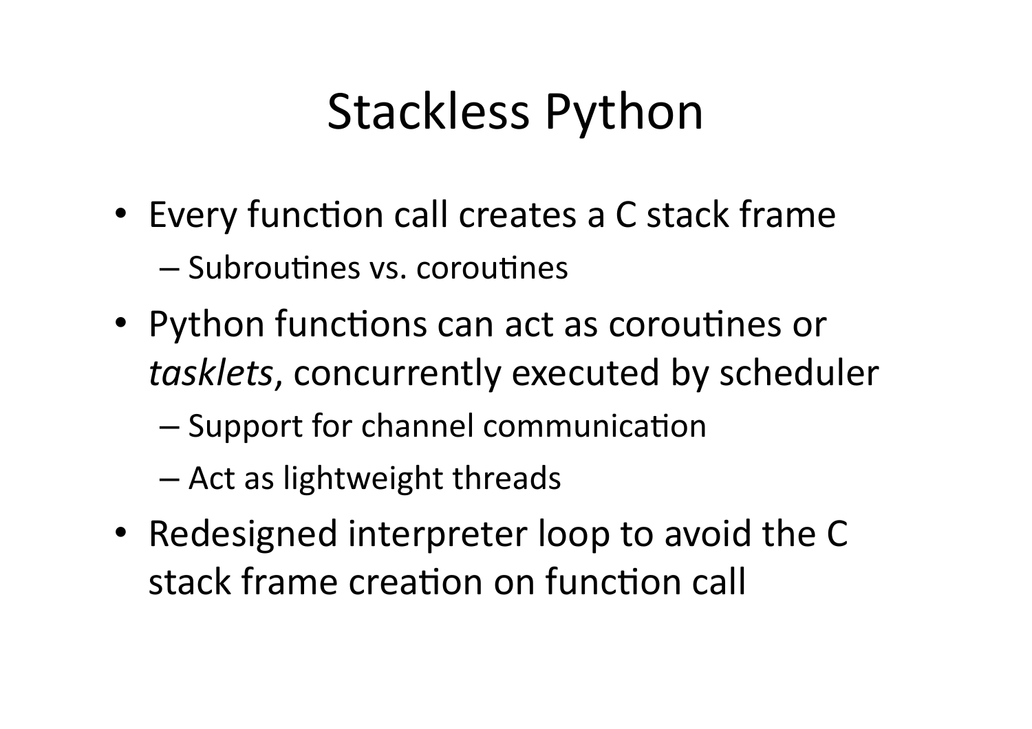# Stackless Python

- Every function call creates a C stack frame
  - Subroutines vs. coroutines
- Python functions can act as coroutines or *tasklets*, concurrently executed by scheduler
  - Support for channel communication
  - Act as lightweight threads
- Redesigned interpreter loop to avoid the C stack frame creation on function call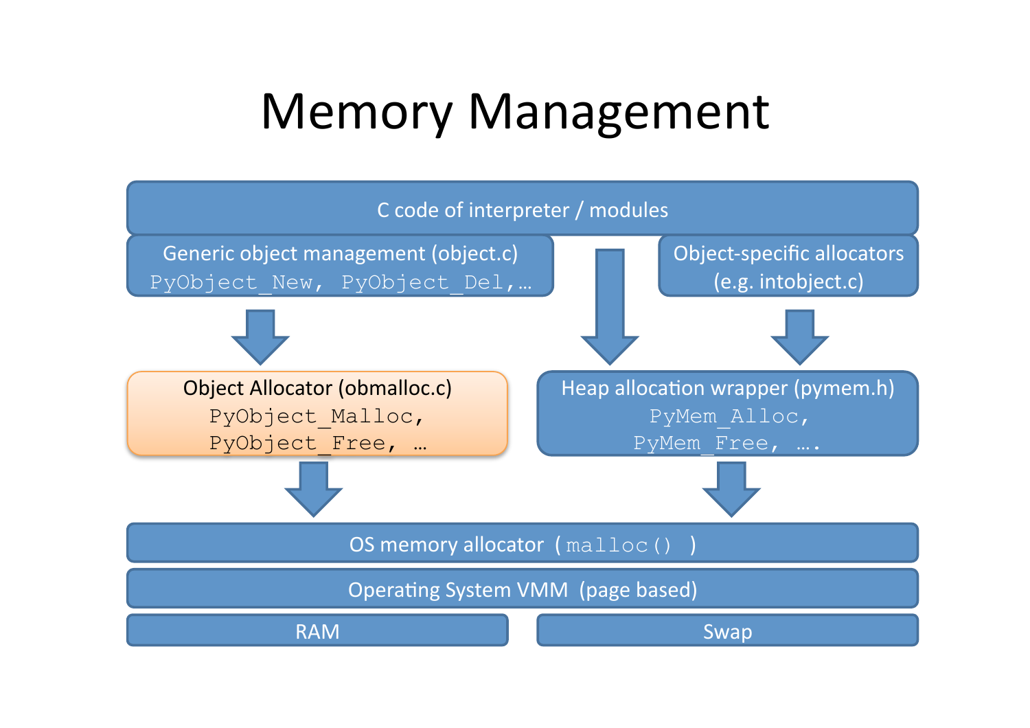# Memory Management

C code of interpreter / modules

Generic object management (object.c)
`PyObject_New, PyObject_Del,…`

Object-specific allocators
(e.g. intobject.c)

Object Allocator (obmalloc.c)
`PyObject_Malloc,`
`PyObject_Free, …`

Heap allocation wrapper (pymem.h)
`PyMem_Alloc,`
`PyMem_Free, ….`

OS memory allocator (`malloc()` )

Operating System VMM (page based)

RAM

Swap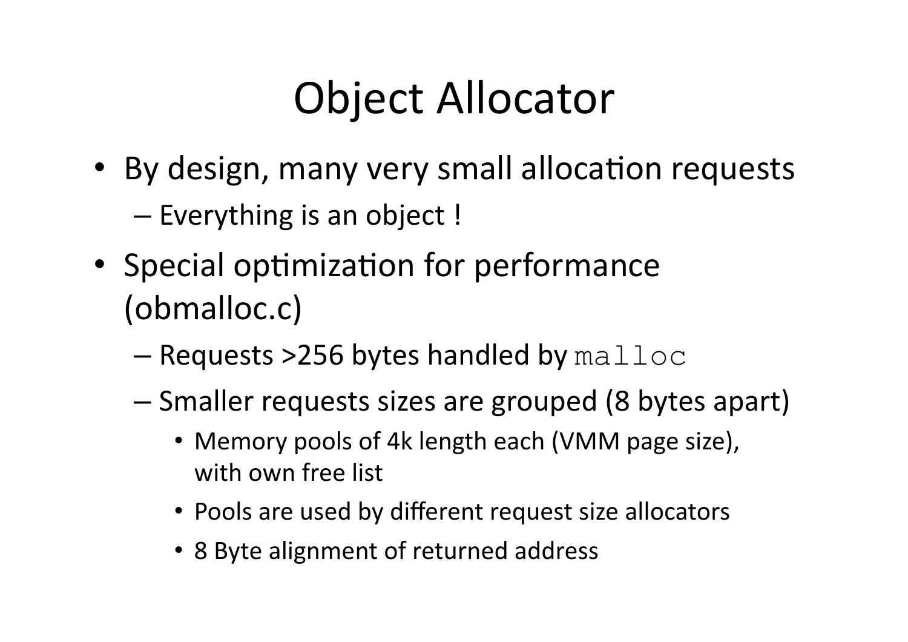# Object Allocator

- By design, many very small allocation requests
  - Everything is an object !
- Special optimization for performance (obmalloc.c)
  - Requests >256 bytes handled by `malloc`
  - Smaller requests sizes are grouped (8 bytes apart)
    - Memory pools of 4k length each (VMM page size), with own free list
    - Pools are used by different request size allocators
    - 8 Byte alignment of returned address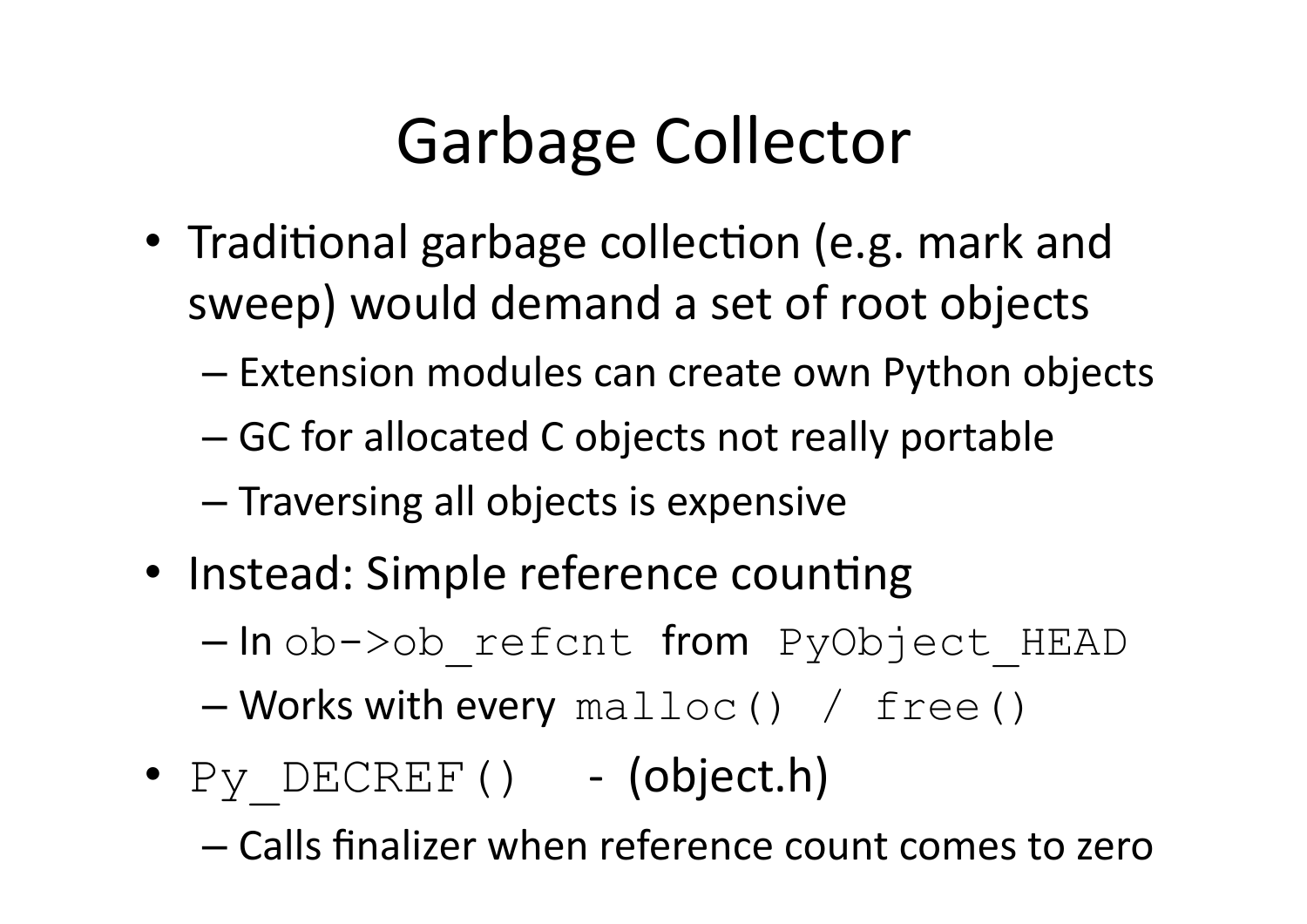# Garbage Collector

- Traditional garbage collection (e.g. mark and sweep) would demand a set of root objects
  - Extension modules can create own Python objects
  - GC for allocated C objects not really portable
  - Traversing all objects is expensive
- Instead: Simple reference counting
  - In `ob->ob_refcnt` from `PyObject_HEAD`
  - Works with every `malloc() / free()`
- `Py_DECREF()` - (object.h)
  - Calls finalizer when reference count comes to zero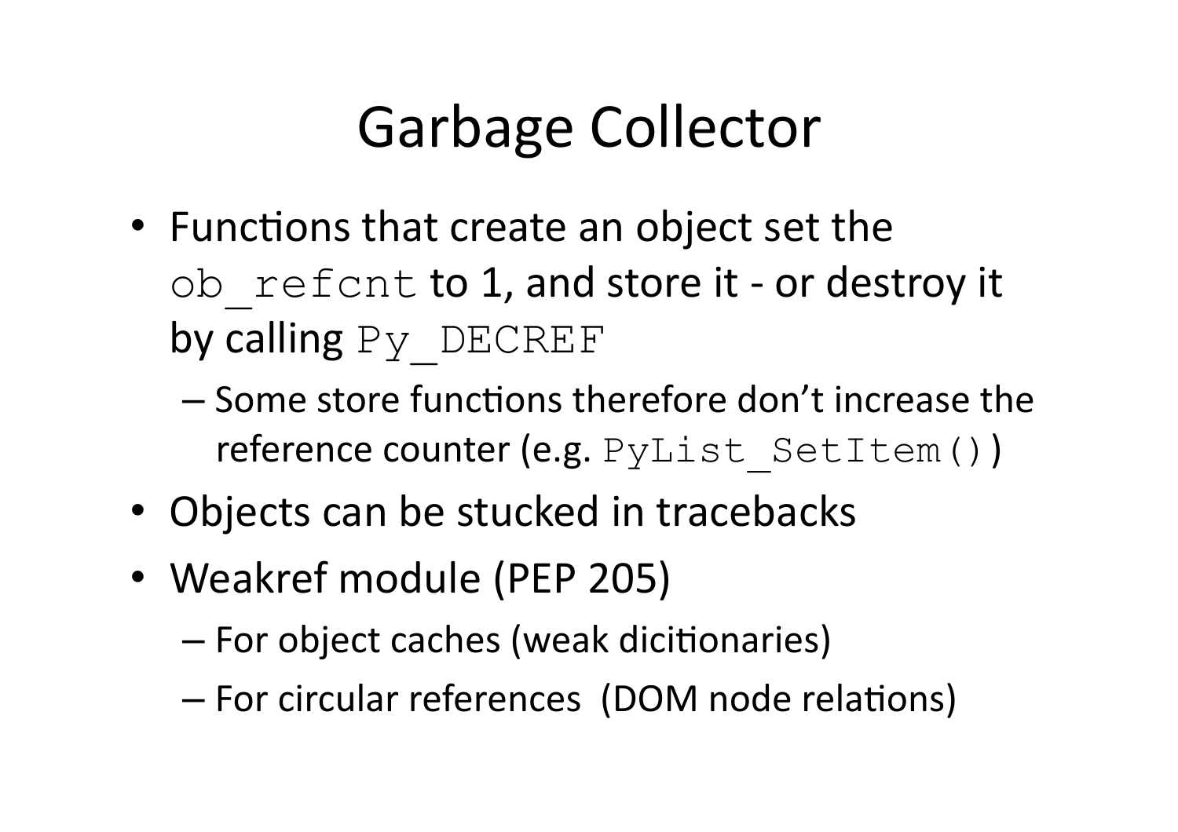# Garbage Collector

- Functions that create an object set the `ob_refcnt` to 1, and store it - or destroy it by calling `Py_DECREF`
  - Some store functions therefore don't increase the reference counter (e.g. `PyList_SetItem()`)
- Objects can be stucked in tracebacks
- Weakref module (PEP 205)
  - For object caches (weak dicitionaries)
  - For circular references (DOM node relations)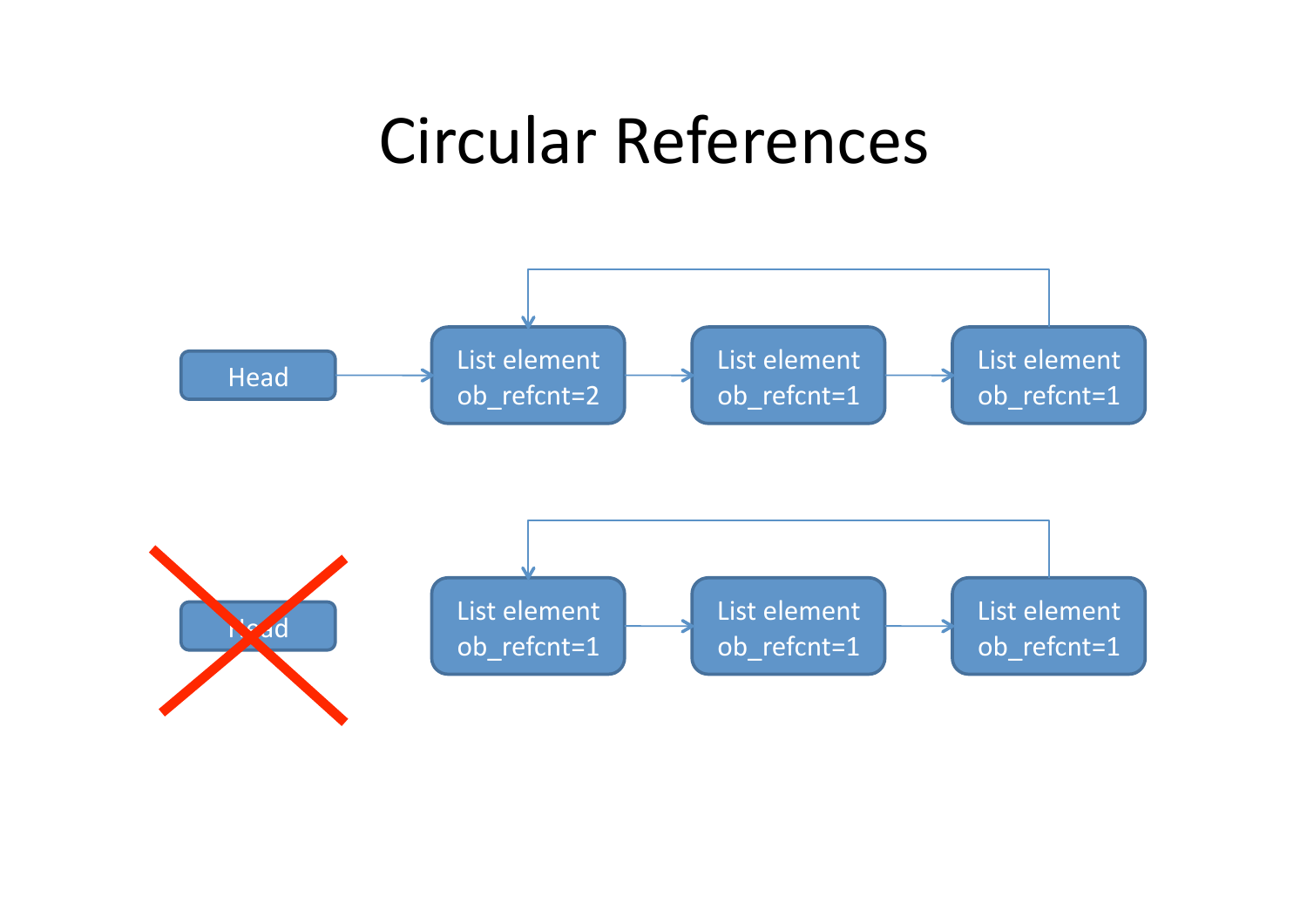# Circular References

Head

List element
ob_refcnt=2

List element
ob_refcnt=1

List element
ob_refcnt=1

Head

List element
ob_refcnt=1

List element
ob_refcnt=1

List element
ob_refcnt=1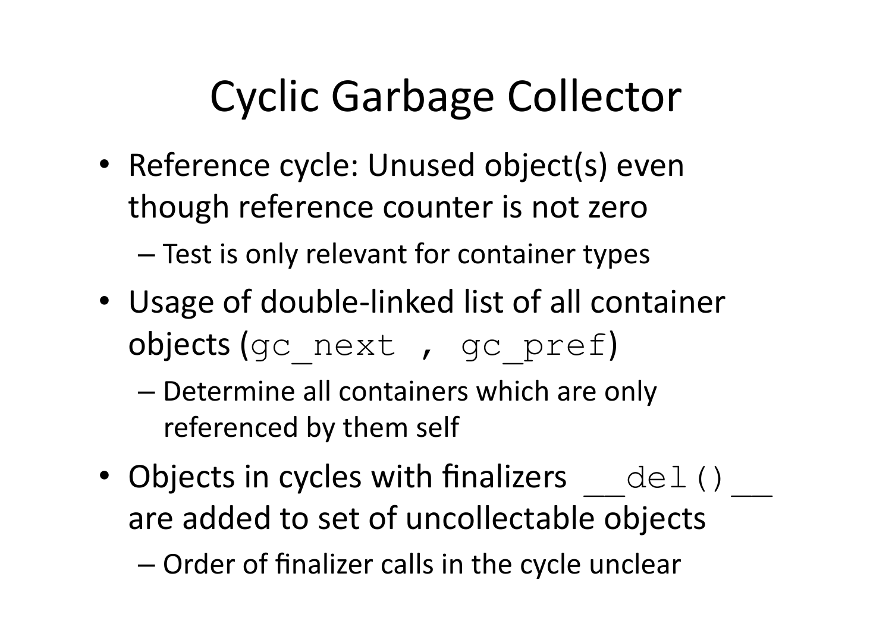# Cyclic Garbage Collector

- Reference cycle: Unused object(s) even though reference counter is not zero
  - Test is only relevant for container types
- Usage of double-linked list of all container objects (`gc_next , gc_pref`)
  - Determine all containers which are only referenced by them self
- Objects in cycles with finalizers `__del()__` are added to set of uncollectable objects
  - Order of finalizer calls in the cycle unclear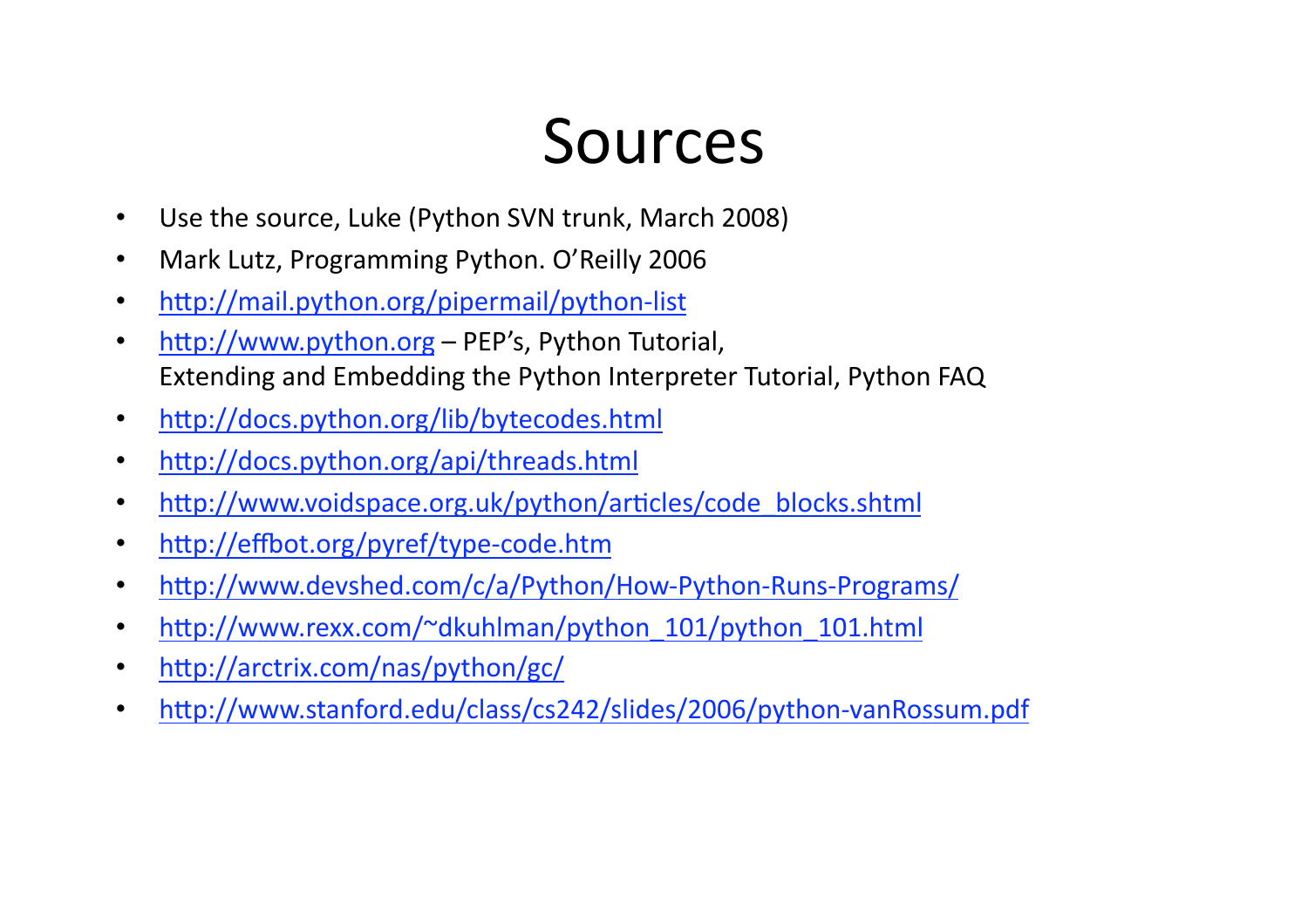# Sources

- Use the source, Luke (Python SVN trunk, March 2008)
- Mark Lutz, Programming Python. O'Reilly 2006
- http://mail.python.org/pipermail/python-list
- http://www.python.org – PEP's, Python Tutorial,
  Extending and Embedding the Python Interpreter Tutorial, Python FAQ
- http://docs.python.org/lib/bytecodes.html
- http://docs.python.org/api/threads.html
- http://www.voidspace.org.uk/python/articles/code_blocks.shtml
- http://effbot.org/pyref/type-code.htm
- http://www.devshed.com/c/a/Python/How-Python-Runs-Programs/
- http://www.rexx.com/~dkuhlman/python_101/python_101.html
- http://arctrix.com/nas/python/gc/
- http://www.stanford.edu/class/cs242/slides/2006/python-vanRossum.pdf